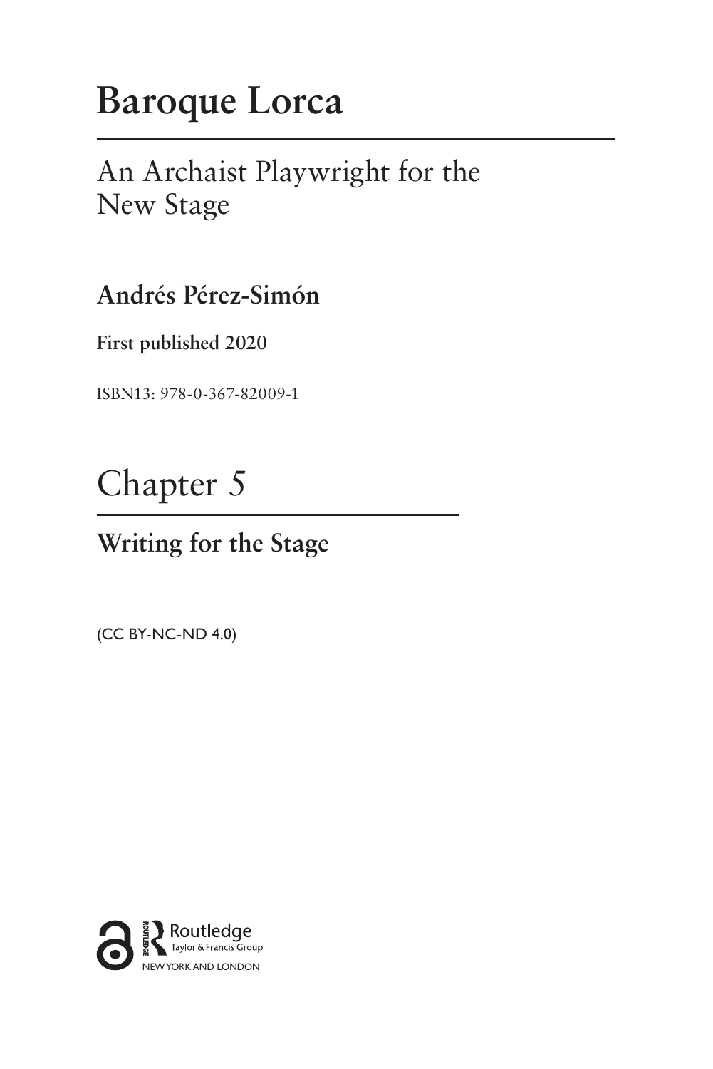# Baroque Lorca

## An Archaist Playwright for the New Stage

**Andrés Pérez-Simón**

**First published 2020**

ISBN13: 978-0-367-82009-1

# Chapter 5

## Writing for the Stage

(CC BY-NC-ND 4.0)

Routledge
Taylor & Francis Group
NEW YORK AND LONDON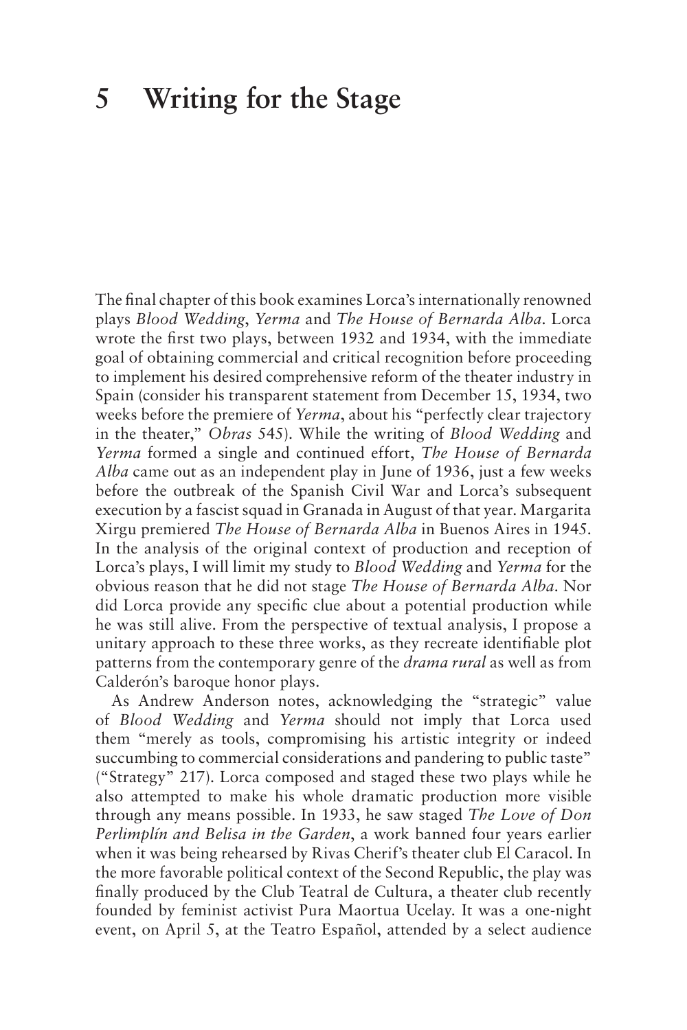# 5 Writing for the Stage

The final chapter of this book examines Lorca's internationally renowned plays *Blood Wedding*, *Yerma* and *The House of Bernarda Alba*. Lorca wrote the first two plays, between 1932 and 1934, with the immediate goal of obtaining commercial and critical recognition before proceeding to implement his desired comprehensive reform of the theater industry in Spain (consider his transparent statement from December 15, 1934, two weeks before the premiere of *Yerma*, about his "perfectly clear trajectory in the theater," *Obras* 545). While the writing of *Blood Wedding* and *Yerma* formed a single and continued effort, *The House of Bernarda Alba* came out as an independent play in June of 1936, just a few weeks before the outbreak of the Spanish Civil War and Lorca's subsequent execution by a fascist squad in Granada in August of that year. Margarita Xirgu premiered *The House of Bernarda Alba* in Buenos Aires in 1945. In the analysis of the original context of production and reception of Lorca's plays, I will limit my study to *Blood Wedding* and *Yerma* for the obvious reason that he did not stage *The House of Bernarda Alba*. Nor did Lorca provide any specific clue about a potential production while he was still alive. From the perspective of textual analysis, I propose a unitary approach to these three works, as they recreate identifiable plot patterns from the contemporary genre of the *drama rural* as well as from Calderón's baroque honor plays.

As Andrew Anderson notes, acknowledging the "strategic" value of *Blood Wedding* and *Yerma* should not imply that Lorca used them "merely as tools, compromising his artistic integrity or indeed succumbing to commercial considerations and pandering to public taste" ("Strategy" 217). Lorca composed and staged these two plays while he also attempted to make his whole dramatic production more visible through any means possible. In 1933, he saw staged *The Love of Don Perlimplín and Belisa in the Garden*, a work banned four years earlier when it was being rehearsed by Rivas Cherif's theater club El Caracol. In the more favorable political context of the Second Republic, the play was finally produced by the Club Teatral de Cultura, a theater club recently founded by feminist activist Pura Maortua Ucelay. It was a one-night event, on April 5, at the Teatro Español, attended by a select audience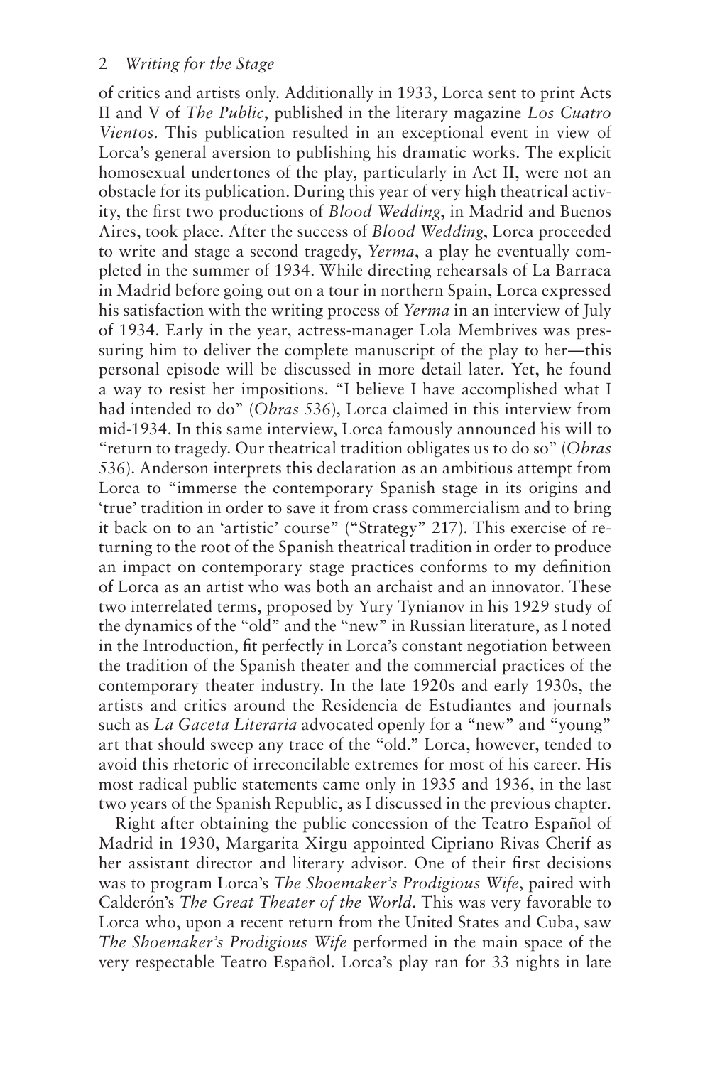of critics and artists only. Additionally in 1933, Lorca sent to print Acts II and V of *The Public*, published in the literary magazine *Los Cuatro Vientos*. This publication resulted in an exceptional event in view of Lorca's general aversion to publishing his dramatic works. The explicit homosexual undertones of the play, particularly in Act II, were not an obstacle for its publication. During this year of very high theatrical activity, the first two productions of *Blood Wedding*, in Madrid and Buenos Aires, took place. After the success of *Blood Wedding*, Lorca proceeded to write and stage a second tragedy, *Yerma*, a play he eventually completed in the summer of 1934. While directing rehearsals of La Barraca in Madrid before going out on a tour in northern Spain, Lorca expressed his satisfaction with the writing process of *Yerma* in an interview of July of 1934. Early in the year, actress-manager Lola Membrives was pressuring him to deliver the complete manuscript of the play to her—this personal episode will be discussed in more detail later. Yet, he found a way to resist her impositions. "I believe I have accomplished what I had intended to do" (*Obras* 536), Lorca claimed in this interview from mid-1934. In this same interview, Lorca famously announced his will to "return to tragedy. Our theatrical tradition obligates us to do so" (*Obras* 536). Anderson interprets this declaration as an ambitious attempt from Lorca to "immerse the contemporary Spanish stage in its origins and 'true' tradition in order to save it from crass commercialism and to bring it back on to an 'artistic' course" ("Strategy" 217). This exercise of returning to the root of the Spanish theatrical tradition in order to produce an impact on contemporary stage practices conforms to my definition of Lorca as an artist who was both an archaist and an innovator. These two interrelated terms, proposed by Yury Tynianov in his 1929 study of the dynamics of the "old" and the "new" in Russian literature, as I noted in the Introduction, fit perfectly in Lorca's constant negotiation between the tradition of the Spanish theater and the commercial practices of the contemporary theater industry. In the late 1920s and early 1930s, the artists and critics around the Residencia de Estudiantes and journals such as *La Gaceta Literaria* advocated openly for a "new" and "young" art that should sweep any trace of the "old." Lorca, however, tended to avoid this rhetoric of irreconcilable extremes for most of his career. His most radical public statements came only in 1935 and 1936, in the last two years of the Spanish Republic, as I discussed in the previous chapter.

Right after obtaining the public concession of the Teatro Español of Madrid in 1930, Margarita Xirgu appointed Cipriano Rivas Cherif as her assistant director and literary advisor. One of their first decisions was to program Lorca's *The Shoemaker's Prodigious Wife*, paired with Calderón's *The Great Theater of the World*. This was very favorable to Lorca who, upon a recent return from the United States and Cuba, saw *The Shoemaker's Prodigious Wife* performed in the main space of the very respectable Teatro Español. Lorca's play ran for 33 nights in late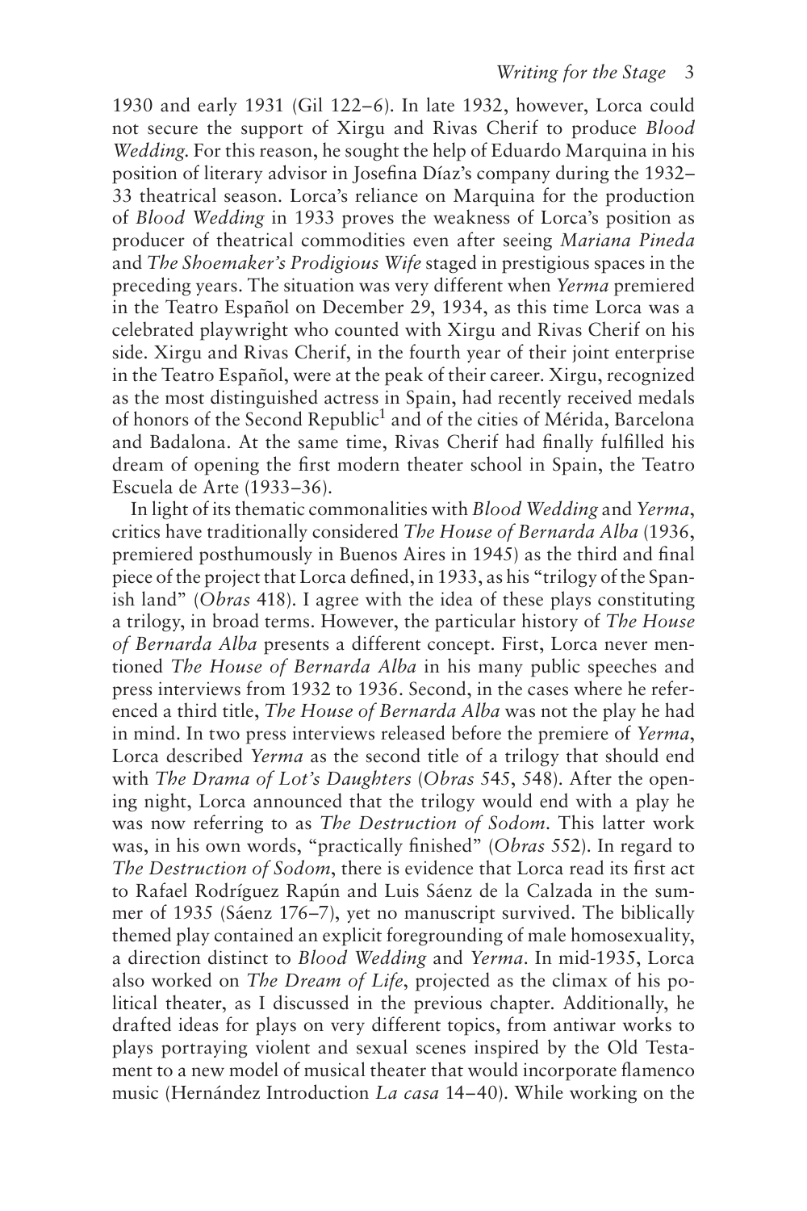1930 and early 1931 (Gil 122–6). In late 1932, however, Lorca could not secure the support of Xirgu and Rivas Cherif to produce *Blood Wedding*. For this reason, he sought the help of Eduardo Marquina in his position of literary advisor in Josefina Díaz's company during the 1932–33 theatrical season. Lorca's reliance on Marquina for the production of *Blood Wedding* in 1933 proves the weakness of Lorca's position as producer of theatrical commodities even after seeing *Mariana Pineda* and *The Shoemaker's Prodigious Wife* staged in prestigious spaces in the preceding years. The situation was very different when *Yerma* premiered in the Teatro Español on December 29, 1934, as this time Lorca was a celebrated playwright who counted with Xirgu and Rivas Cherif on his side. Xirgu and Rivas Cherif, in the fourth year of their joint enterprise in the Teatro Español, were at the peak of their career. Xirgu, recognized as the most distinguished actress in Spain, had recently received medals of honors of the Second Republic[1] and of the cities of Mérida, Barcelona and Badalona. At the same time, Rivas Cherif had finally fulfilled his dream of opening the first modern theater school in Spain, the Teatro Escuela de Arte (1933–36).

In light of its thematic commonalities with *Blood Wedding* and *Yerma*, critics have traditionally considered *The House of Bernarda Alba* (1936, premiered posthumously in Buenos Aires in 1945) as the third and final piece of the project that Lorca defined, in 1933, as his "trilogy of the Spanish land" (*Obras* 418). I agree with the idea of these plays constituting a trilogy, in broad terms. However, the particular history of *The House of Bernarda Alba* presents a different concept. First, Lorca never mentioned *The House of Bernarda Alba* in his many public speeches and press interviews from 1932 to 1936. Second, in the cases where he referenced a third title, *The House of Bernarda Alba* was not the play he had in mind. In two press interviews released before the premiere of *Yerma*, Lorca described *Yerma* as the second title of a trilogy that should end with *The Drama of Lot's Daughters* (*Obras* 545, 548). After the opening night, Lorca announced that the trilogy would end with a play he was now referring to as *The Destruction of Sodom*. This latter work was, in his own words, "practically finished" (*Obras* 552). In regard to *The Destruction of Sodom*, there is evidence that Lorca read its first act to Rafael Rodríguez Rapún and Luis Sáenz de la Calzada in the summer of 1935 (Sáenz 176–7), yet no manuscript survived. The biblically themed play contained an explicit foregrounding of male homosexuality, a direction distinct to *Blood Wedding* and *Yerma*. In mid-1935, Lorca also worked on *The Dream of Life*, projected as the climax of his political theater, as I discussed in the previous chapter. Additionally, he drafted ideas for plays on very different topics, from antiwar works to plays portraying violent and sexual scenes inspired by the Old Testament to a new model of musical theater that would incorporate flamenco music (Hernández Introduction *La casa* 14–40). While working on the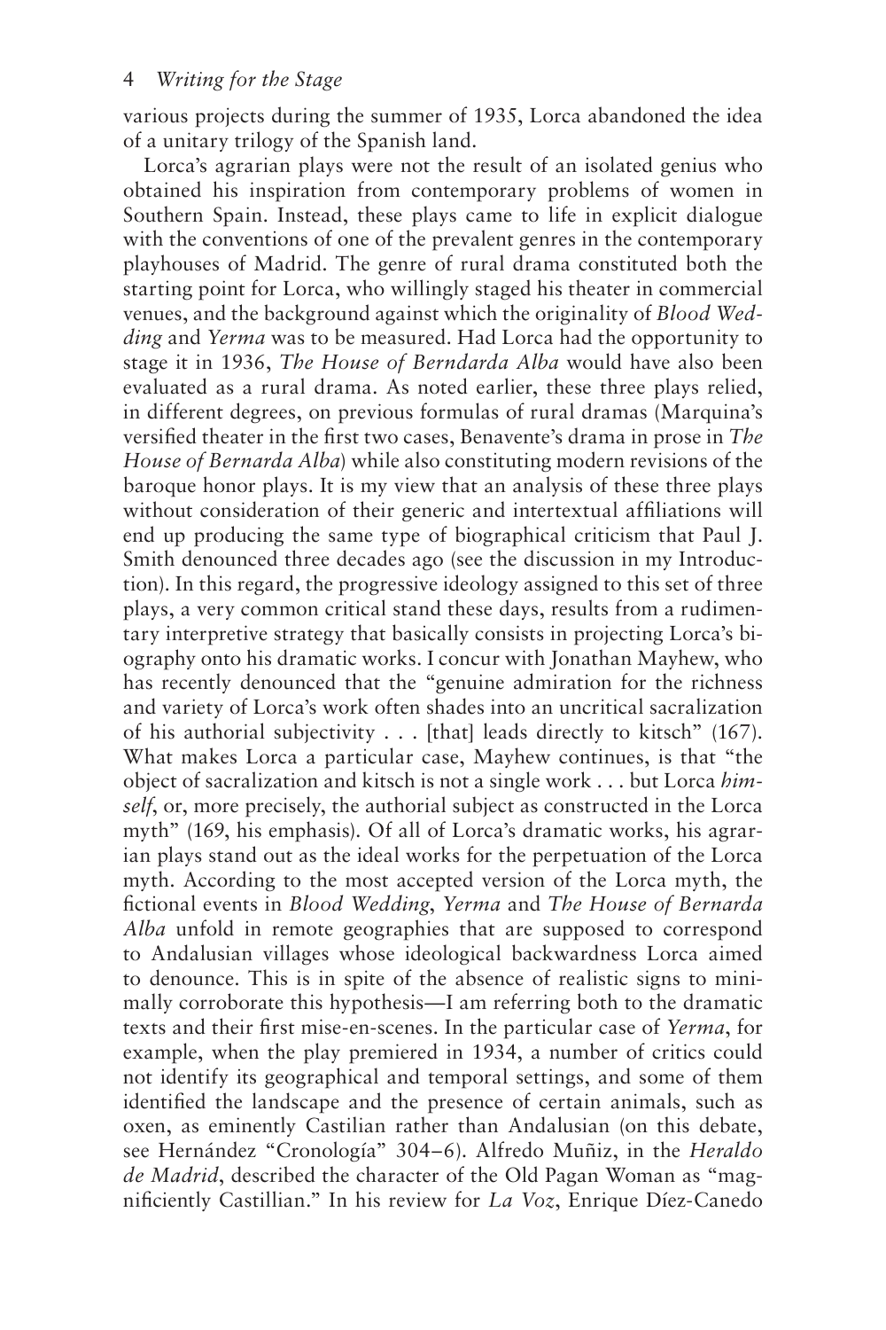various projects during the summer of 1935, Lorca abandoned the idea of a unitary trilogy of the Spanish land.

Lorca's agrarian plays were not the result of an isolated genius who obtained his inspiration from contemporary problems of women in Southern Spain. Instead, these plays came to life in explicit dialogue with the conventions of one of the prevalent genres in the contemporary playhouses of Madrid. The genre of rural drama constituted both the starting point for Lorca, who willingly staged his theater in commercial venues, and the background against which the originality of *Blood Wedding* and *Yerma* was to be measured. Had Lorca had the opportunity to stage it in 1936, *The House of Berndarda Alba* would have also been evaluated as a rural drama. As noted earlier, these three plays relied, in different degrees, on previous formulas of rural dramas (Marquina's versified theater in the first two cases, Benavente's drama in prose in *The House of Bernarda Alba*) while also constituting modern revisions of the baroque honor plays. It is my view that an analysis of these three plays without consideration of their generic and intertextual affiliations will end up producing the same type of biographical criticism that Paul J. Smith denounced three decades ago (see the discussion in my Introduction). In this regard, the progressive ideology assigned to this set of three plays, a very common critical stand these days, results from a rudimentary interpretive strategy that basically consists in projecting Lorca's biography onto his dramatic works. I concur with Jonathan Mayhew, who has recently denounced that the "genuine admiration for the richness and variety of Lorca's work often shades into an uncritical sacralization of his authorial subjectivity . . . [that] leads directly to kitsch" (167). What makes Lorca a particular case, Mayhew continues, is that "the object of sacralization and kitsch is not a single work . . . but Lorca *himself*, or, more precisely, the authorial subject as constructed in the Lorca myth" (169, his emphasis). Of all of Lorca's dramatic works, his agrarian plays stand out as the ideal works for the perpetuation of the Lorca myth. According to the most accepted version of the Lorca myth, the fictional events in *Blood Wedding*, *Yerma* and *The House of Bernarda Alba* unfold in remote geographies that are supposed to correspond to Andalusian villages whose ideological backwardness Lorca aimed to denounce. This is in spite of the absence of realistic signs to minimally corroborate this hypothesis—I am referring both to the dramatic texts and their first mise-en-scenes. In the particular case of *Yerma*, for example, when the play premiered in 1934, a number of critics could not identify its geographical and temporal settings, and some of them identified the landscape and the presence of certain animals, such as oxen, as eminently Castilian rather than Andalusian (on this debate, see Hernández "Cronología" 304–6). Alfredo Muñiz, in the *Heraldo de Madrid*, described the character of the Old Pagan Woman as "magnificiently Castillian." In his review for *La Voz*, Enrique Díez-Canedo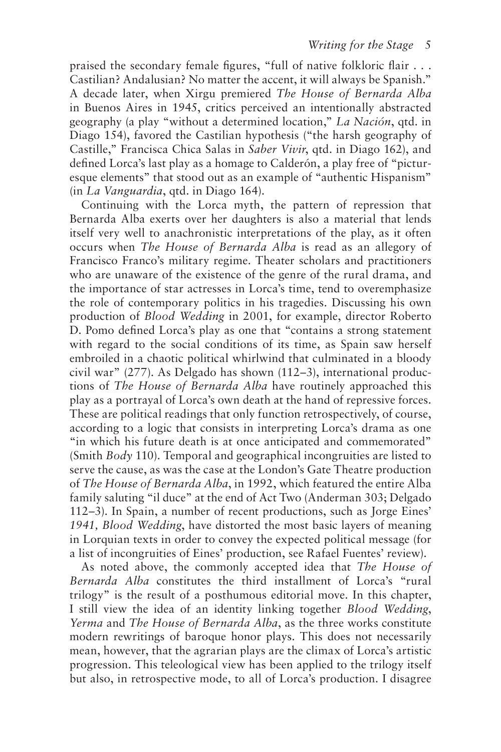praised the secondary female figures, "full of native folkloric flair . . . Castilian? Andalusian? No matter the accent, it will always be Spanish." A decade later, when Xirgu premiered *The House of Bernarda Alba* in Buenos Aires in 1945, critics perceived an intentionally abstracted geography (a play "without a determined location," *La Nación*, qtd. in Diago 154), favored the Castilian hypothesis ("the harsh geography of Castille," Francisca Chica Salas in *Saber Vivir*, qtd. in Diago 162), and defined Lorca's last play as a homage to Calderón, a play free of "picturesque elements" that stood out as an example of "authentic Hispanism" (in *La Vanguardia*, qtd. in Diago 164).

Continuing with the Lorca myth, the pattern of repression that Bernarda Alba exerts over her daughters is also a material that lends itself very well to anachronistic interpretations of the play, as it often occurs when *The House of Bernarda Alba* is read as an allegory of Francisco Franco's military regime. Theater scholars and practitioners who are unaware of the existence of the genre of the rural drama, and the importance of star actresses in Lorca's time, tend to overemphasize the role of contemporary politics in his tragedies. Discussing his own production of *Blood Wedding* in 2001, for example, director Roberto D. Pomo defined Lorca's play as one that "contains a strong statement with regard to the social conditions of its time, as Spain saw herself embroiled in a chaotic political whirlwind that culminated in a bloody civil war" (277). As Delgado has shown (112–3), international productions of *The House of Bernarda Alba* have routinely approached this play as a portrayal of Lorca's own death at the hand of repressive forces. These are political readings that only function retrospectively, of course, according to a logic that consists in interpreting Lorca's drama as one "in which his future death is at once anticipated and commemorated" (Smith *Body* 110). Temporal and geographical incongruities are listed to serve the cause, as was the case at the London's Gate Theatre production of *The House of Bernarda Alba*, in 1992, which featured the entire Alba family saluting "il duce" at the end of Act Two (Anderman 303; Delgado 112–3). In Spain, a number of recent productions, such as Jorge Eines' *1941, Blood Wedding*, have distorted the most basic layers of meaning in Lorquian texts in order to convey the expected political message (for a list of incongruities of Eines' production, see Rafael Fuentes' review).

As noted above, the commonly accepted idea that *The House of Bernarda Alba* constitutes the third installment of Lorca's "rural trilogy" is the result of a posthumous editorial move. In this chapter, I still view the idea of an identity linking together *Blood Wedding*, *Yerma* and *The House of Bernarda Alba*, as the three works constitute modern rewritings of baroque honor plays. This does not necessarily mean, however, that the agrarian plays are the climax of Lorca's artistic progression. This teleological view has been applied to the trilogy itself but also, in retrospective mode, to all of Lorca's production. I disagree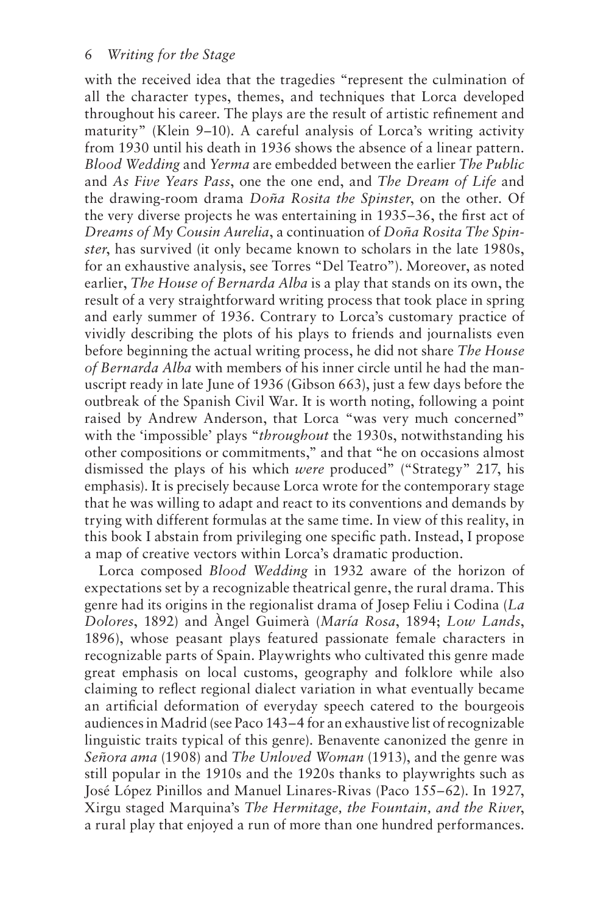with the received idea that the tragedies "represent the culmination of all the character types, themes, and techniques that Lorca developed throughout his career. The plays are the result of artistic refinement and maturity" (Klein 9–10). A careful analysis of Lorca's writing activity from 1930 until his death in 1936 shows the absence of a linear pattern. *Blood Wedding* and *Yerma* are embedded between the earlier *The Public* and *As Five Years Pass*, one the one end, and *The Dream of Life* and the drawing-room drama *Doña Rosita the Spinster*, on the other. Of the very diverse projects he was entertaining in 1935–36, the first act of *Dreams of My Cousin Aurelia*, a continuation of *Doña Rosita The Spinster*, has survived (it only became known to scholars in the late 1980s, for an exhaustive analysis, see Torres "Del Teatro"). Moreover, as noted earlier, *The House of Bernarda Alba* is a play that stands on its own, the result of a very straightforward writing process that took place in spring and early summer of 1936. Contrary to Lorca's customary practice of vividly describing the plots of his plays to friends and journalists even before beginning the actual writing process, he did not share *The House of Bernarda Alba* with members of his inner circle until he had the manuscript ready in late June of 1936 (Gibson 663), just a few days before the outbreak of the Spanish Civil War. It is worth noting, following a point raised by Andrew Anderson, that Lorca "was very much concerned" with the 'impossible' plays "*throughout* the 1930s, notwithstanding his other compositions or commitments," and that "he on occasions almost dismissed the plays of his which *were* produced" ("Strategy" 217, his emphasis). It is precisely because Lorca wrote for the contemporary stage that he was willing to adapt and react to its conventions and demands by trying with different formulas at the same time. In view of this reality, in this book I abstain from privileging one specific path. Instead, I propose a map of creative vectors within Lorca's dramatic production.

Lorca composed *Blood Wedding* in 1932 aware of the horizon of expectations set by a recognizable theatrical genre, the rural drama. This genre had its origins in the regionalist drama of Josep Feliu i Codina (*La Dolores*, 1892) and Àngel Guimerà (*María Rosa*, 1894; *Low Lands*, 1896), whose peasant plays featured passionate female characters in recognizable parts of Spain. Playwrights who cultivated this genre made great emphasis on local customs, geography and folklore while also claiming to reflect regional dialect variation in what eventually became an artificial deformation of everyday speech catered to the bourgeois audiences in Madrid (see Paco 143–4 for an exhaustive list of recognizable linguistic traits typical of this genre). Benavente canonized the genre in *Señora ama* (1908) and *The Unloved Woman* (1913), and the genre was still popular in the 1910s and the 1920s thanks to playwrights such as José López Pinillos and Manuel Linares-Rivas (Paco 155–62). In 1927, Xirgu staged Marquina's *The Hermitage, the Fountain, and the River*, a rural play that enjoyed a run of more than one hundred performances.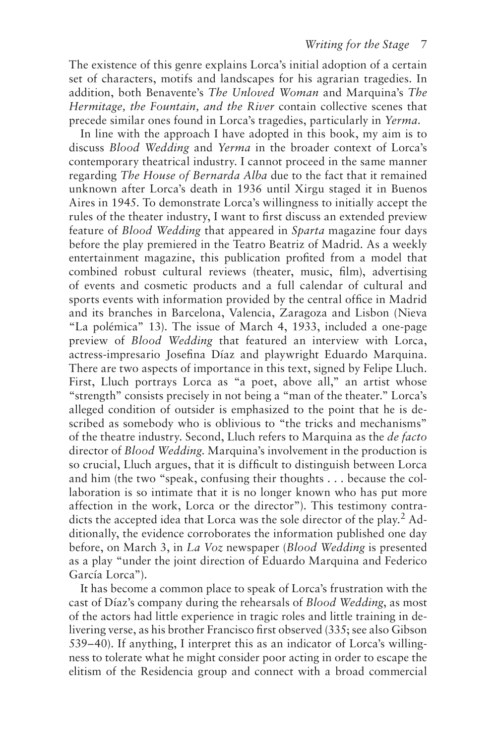The existence of this genre explains Lorca's initial adoption of a certain set of characters, motifs and landscapes for his agrarian tragedies. In addition, both Benavente's *The Unloved Woman* and Marquina's *The Hermitage, the Fountain, and the River* contain collective scenes that precede similar ones found in Lorca's tragedies, particularly in *Yerma*.

In line with the approach I have adopted in this book, my aim is to discuss *Blood Wedding* and *Yerma* in the broader context of Lorca's contemporary theatrical industry. I cannot proceed in the same manner regarding *The House of Bernarda Alba* due to the fact that it remained unknown after Lorca's death in 1936 until Xirgu staged it in Buenos Aires in 1945. To demonstrate Lorca's willingness to initially accept the rules of the theater industry, I want to first discuss an extended preview feature of *Blood Wedding* that appeared in *Sparta* magazine four days before the play premiered in the Teatro Beatriz of Madrid. As a weekly entertainment magazine, this publication profited from a model that combined robust cultural reviews (theater, music, film), advertising of events and cosmetic products and a full calendar of cultural and sports events with information provided by the central office in Madrid and its branches in Barcelona, Valencia, Zaragoza and Lisbon (Nieva "La polémica" 13). The issue of March 4, 1933, included a one-page preview of *Blood Wedding* that featured an interview with Lorca, actress-impresario Josefina Díaz and playwright Eduardo Marquina. There are two aspects of importance in this text, signed by Felipe Lluch. First, Lluch portrays Lorca as "a poet, above all," an artist whose "strength" consists precisely in not being a "man of the theater." Lorca's alleged condition of outsider is emphasized to the point that he is described as somebody who is oblivious to "the tricks and mechanisms" of the theatre industry. Second, Lluch refers to Marquina as the *de facto* director of *Blood Wedding*. Marquina's involvement in the production is so crucial, Lluch argues, that it is difficult to distinguish between Lorca and him (the two "speak, confusing their thoughts . . . because the collaboration is so intimate that it is no longer known who has put more affection in the work, Lorca or the director"). This testimony contradicts the accepted idea that Lorca was the sole director of the play.[2] Additionally, the evidence corroborates the information published one day before, on March 3, in *La Voz* newspaper (*Blood Wedding* is presented as a play "under the joint direction of Eduardo Marquina and Federico García Lorca").

It has become a common place to speak of Lorca's frustration with the cast of Díaz's company during the rehearsals of *Blood Wedding*, as most of the actors had little experience in tragic roles and little training in delivering verse, as his brother Francisco first observed (335; see also Gibson 539–40). If anything, I interpret this as an indicator of Lorca's willingness to tolerate what he might consider poor acting in order to escape the elitism of the Residencia group and connect with a broad commercial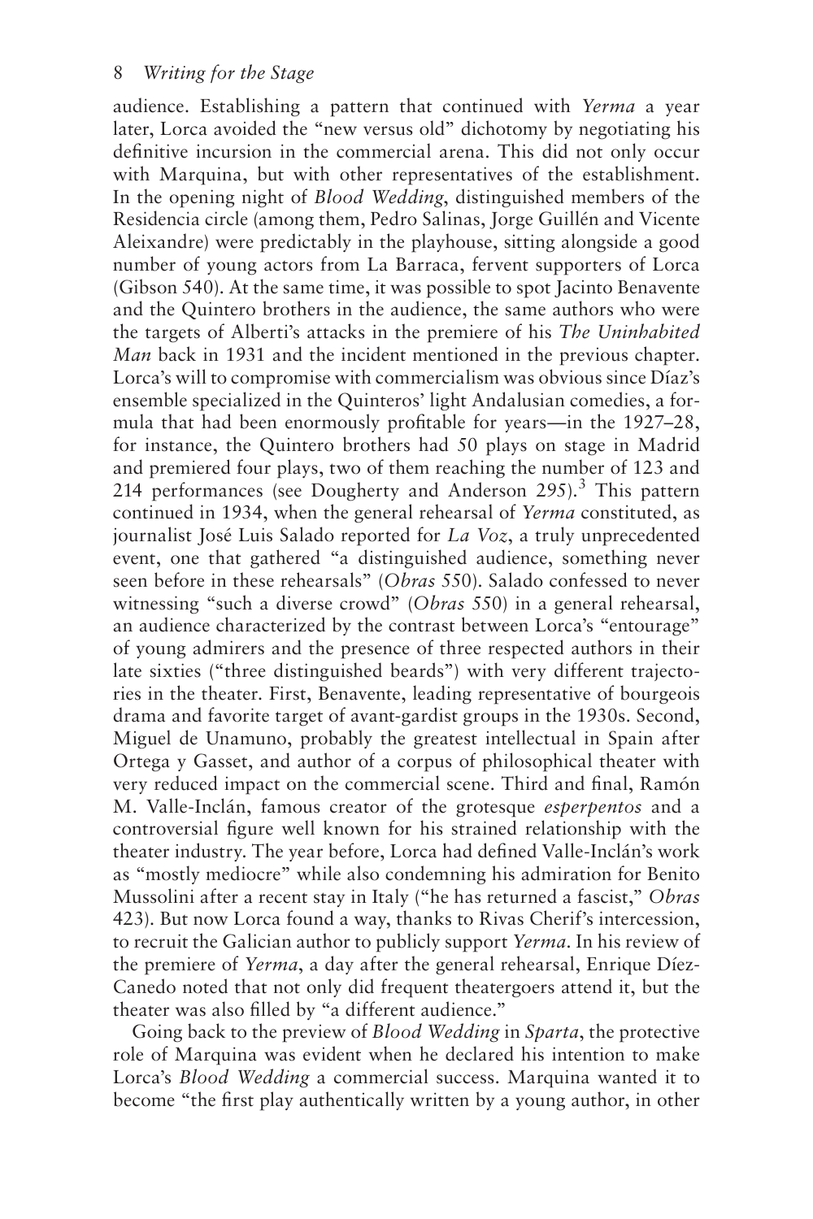audience. Establishing a pattern that continued with *Yerma* a year later, Lorca avoided the "new versus old" dichotomy by negotiating his definitive incursion in the commercial arena. This did not only occur with Marquina, but with other representatives of the establishment. In the opening night of *Blood Wedding*, distinguished members of the Residencia circle (among them, Pedro Salinas, Jorge Guillén and Vicente Aleixandre) were predictably in the playhouse, sitting alongside a good number of young actors from La Barraca, fervent supporters of Lorca (Gibson 540). At the same time, it was possible to spot Jacinto Benavente and the Quintero brothers in the audience, the same authors who were the targets of Alberti's attacks in the premiere of his *The Uninhabited Man* back in 1931 and the incident mentioned in the previous chapter. Lorca's will to compromise with commercialism was obvious since Díaz's ensemble specialized in the Quinteros' light Andalusian comedies, a formula that had been enormously profitable for years—in the 1927–28, for instance, the Quintero brothers had 50 plays on stage in Madrid and premiered four plays, two of them reaching the number of 123 and 214 performances (see Dougherty and Anderson 295).[3] This pattern continued in 1934, when the general rehearsal of *Yerma* constituted, as journalist José Luis Salado reported for *La Voz*, a truly unprecedented event, one that gathered "a distinguished audience, something never seen before in these rehearsals" (*Obras* 550). Salado confessed to never witnessing "such a diverse crowd" (*Obras* 550) in a general rehearsal, an audience characterized by the contrast between Lorca's "entourage" of young admirers and the presence of three respected authors in their late sixties ("three distinguished beards") with very different trajectories in the theater. First, Benavente, leading representative of bourgeois drama and favorite target of avant-gardist groups in the 1930s. Second, Miguel de Unamuno, probably the greatest intellectual in Spain after Ortega y Gasset, and author of a corpus of philosophical theater with very reduced impact on the commercial scene. Third and final, Ramón M. Valle-Inclán, famous creator of the grotesque *esperpentos* and a controversial figure well known for his strained relationship with the theater industry. The year before, Lorca had defined Valle-Inclán's work as "mostly mediocre" while also condemning his admiration for Benito Mussolini after a recent stay in Italy ("he has returned a fascist," *Obras* 423). But now Lorca found a way, thanks to Rivas Cherif's intercession, to recruit the Galician author to publicly support *Yerma*. In his review of the premiere of *Yerma*, a day after the general rehearsal, Enrique Díez-Canedo noted that not only did frequent theatergoers attend it, but the theater was also filled by "a different audience."

Going back to the preview of *Blood Wedding* in *Sparta*, the protective role of Marquina was evident when he declared his intention to make Lorca's *Blood Wedding* a commercial success. Marquina wanted it to become "the first play authentically written by a young author, in other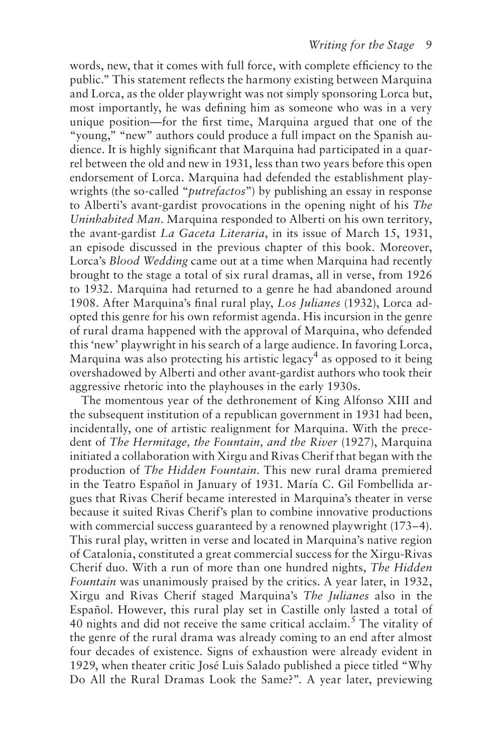words, new, that it comes with full force, with complete efficiency to the public." This statement reflects the harmony existing between Marquina and Lorca, as the older playwright was not simply sponsoring Lorca but, most importantly, he was defining him as someone who was in a very unique position—for the first time, Marquina argued that one of the "young," "new" authors could produce a full impact on the Spanish audience. It is highly significant that Marquina had participated in a quarrel between the old and new in 1931, less than two years before this open endorsement of Lorca. Marquina had defended the establishment playwrights (the so-called "*putrefactos*") by publishing an essay in response to Alberti's avant-gardist provocations in the opening night of his *The Uninhabited Man*. Marquina responded to Alberti on his own territory, the avant-gardist *La Gaceta Literaria*, in its issue of March 15, 1931, an episode discussed in the previous chapter of this book. Moreover, Lorca's *Blood Wedding* came out at a time when Marquina had recently brought to the stage a total of six rural dramas, all in verse, from 1926 to 1932. Marquina had returned to a genre he had abandoned around 1908. After Marquina's final rural play, *Los Julianes* (1932), Lorca adopted this genre for his own reformist agenda. His incursion in the genre of rural drama happened with the approval of Marquina, who defended this 'new' playwright in his search of a large audience. In favoring Lorca, Marquina was also protecting his artistic legacy[4] as opposed to it being overshadowed by Alberti and other avant-gardist authors who took their aggressive rhetoric into the playhouses in the early 1930s.

The momentous year of the dethronement of King Alfonso XIII and the subsequent institution of a republican government in 1931 had been, incidentally, one of artistic realignment for Marquina. With the precedent of *The Hermitage, the Fountain, and the River* (1927), Marquina initiated a collaboration with Xirgu and Rivas Cherif that began with the production of *The Hidden Fountain*. This new rural drama premiered in the Teatro Español in January of 1931. María C. Gil Fombellida argues that Rivas Cherif became interested in Marquina's theater in verse because it suited Rivas Cherif's plan to combine innovative productions with commercial success guaranteed by a renowned playwright (173–4). This rural play, written in verse and located in Marquina's native region of Catalonia, constituted a great commercial success for the Xirgu-Rivas Cherif duo. With a run of more than one hundred nights, *The Hidden Fountain* was unanimously praised by the critics. A year later, in 1932, Xirgu and Rivas Cherif staged Marquina's *The Julianes* also in the Español. However, this rural play set in Castille only lasted a total of 40 nights and did not receive the same critical acclaim.[5] The vitality of the genre of the rural drama was already coming to an end after almost four decades of existence. Signs of exhaustion were already evident in 1929, when theater critic José Luis Salado published a piece titled "Why Do All the Rural Dramas Look the Same?". A year later, previewing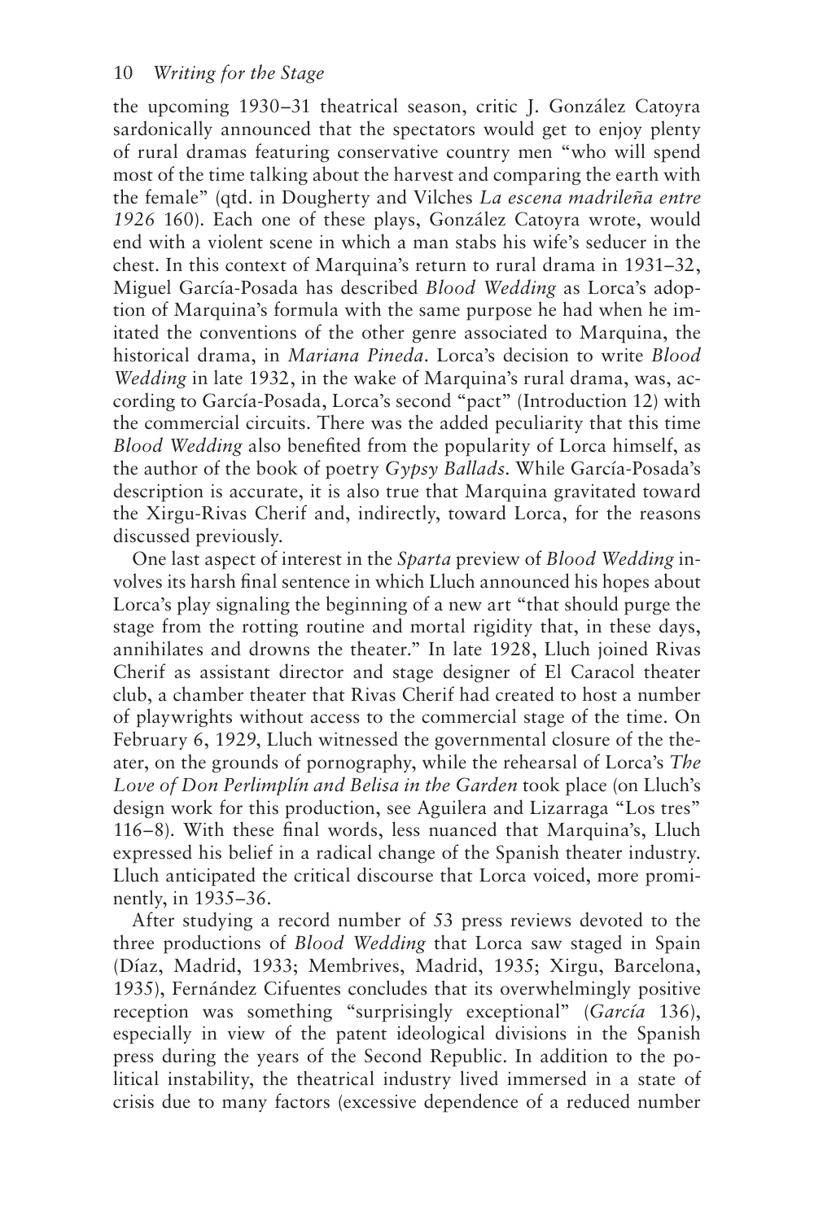the upcoming 1930–31 theatrical season, critic J. González Catoyra sardonically announced that the spectators would get to enjoy plenty of rural dramas featuring conservative country men "who will spend most of the time talking about the harvest and comparing the earth with the female" (qtd. in Dougherty and Vilches *La escena madrileña entre 1926* 160). Each one of these plays, González Catoyra wrote, would end with a violent scene in which a man stabs his wife's seducer in the chest. In this context of Marquina's return to rural drama in 1931–32, Miguel García-Posada has described *Blood Wedding* as Lorca's adoption of Marquina's formula with the same purpose he had when he imitated the conventions of the other genre associated to Marquina, the historical drama, in *Mariana Pineda*. Lorca's decision to write *Blood Wedding* in late 1932, in the wake of Marquina's rural drama, was, according to García-Posada, Lorca's second "pact" (Introduction 12) with the commercial circuits. There was the added peculiarity that this time *Blood Wedding* also benefited from the popularity of Lorca himself, as the author of the book of poetry *Gypsy Ballads*. While García-Posada's description is accurate, it is also true that Marquina gravitated toward the Xirgu-Rivas Cherif and, indirectly, toward Lorca, for the reasons discussed previously.

One last aspect of interest in the *Sparta* preview of *Blood Wedding* involves its harsh final sentence in which Lluch announced his hopes about Lorca's play signaling the beginning of a new art "that should purge the stage from the rotting routine and mortal rigidity that, in these days, annihilates and drowns the theater." In late 1928, Lluch joined Rivas Cherif as assistant director and stage designer of El Caracol theater club, a chamber theater that Rivas Cherif had created to host a number of playwrights without access to the commercial stage of the time. On February 6, 1929, Lluch witnessed the governmental closure of the theater, on the grounds of pornography, while the rehearsal of Lorca's *The Love of Don Perlimplín and Belisa in the Garden* took place (on Lluch's design work for this production, see Aguilera and Lizarraga "Los tres" 116–8). With these final words, less nuanced that Marquina's, Lluch expressed his belief in a radical change of the Spanish theater industry. Lluch anticipated the critical discourse that Lorca voiced, more prominently, in 1935–36.

After studying a record number of 53 press reviews devoted to the three productions of *Blood Wedding* that Lorca saw staged in Spain (Díaz, Madrid, 1933; Membrives, Madrid, 1935; Xirgu, Barcelona, 1935), Fernández Cifuentes concludes that its overwhelmingly positive reception was something "surprisingly exceptional" (*García* 136), especially in view of the patent ideological divisions in the Spanish press during the years of the Second Republic. In addition to the political instability, the theatrical industry lived immersed in a state of crisis due to many factors (excessive dependence of a reduced number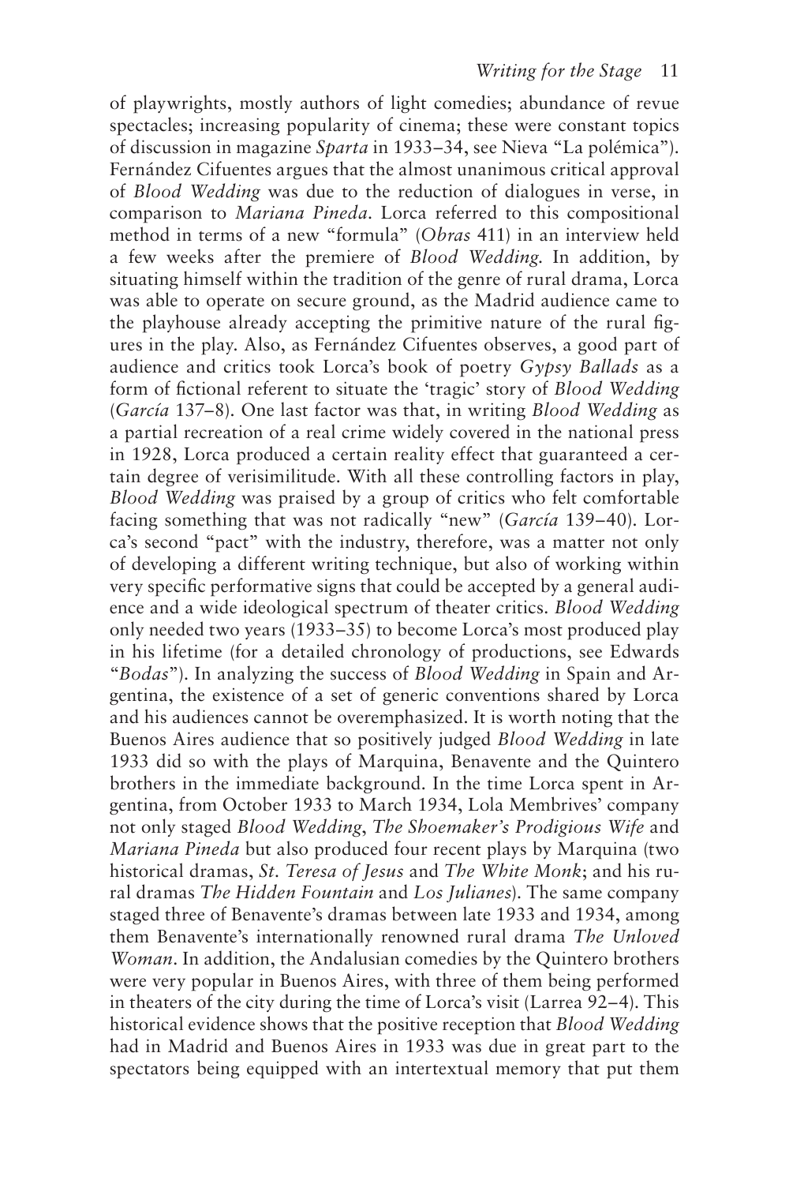of playwrights, mostly authors of light comedies; abundance of revue spectacles; increasing popularity of cinema; these were constant topics of discussion in magazine *Sparta* in 1933–34, see Nieva "La polémica"). Fernández Cifuentes argues that the almost unanimous critical approval of *Blood Wedding* was due to the reduction of dialogues in verse, in comparison to *Mariana Pineda*. Lorca referred to this compositional method in terms of a new "formula" (*Obras* 411) in an interview held a few weeks after the premiere of *Blood Wedding.* In addition, by situating himself within the tradition of the genre of rural drama, Lorca was able to operate on secure ground, as the Madrid audience came to the playhouse already accepting the primitive nature of the rural figures in the play. Also, as Fernández Cifuentes observes, a good part of audience and critics took Lorca's book of poetry *Gypsy Ballads* as a form of fictional referent to situate the 'tragic' story of *Blood Wedding* (*García* 137–8). One last factor was that, in writing *Blood Wedding* as a partial recreation of a real crime widely covered in the national press in 1928, Lorca produced a certain reality effect that guaranteed a certain degree of verisimilitude. With all these controlling factors in play, *Blood Wedding* was praised by a group of critics who felt comfortable facing something that was not radically "new" (*García* 139–40). Lorca's second "pact" with the industry, therefore, was a matter not only of developing a different writing technique, but also of working within very specific performative signs that could be accepted by a general audience and a wide ideological spectrum of theater critics. *Blood Wedding* only needed two years (1933–35) to become Lorca's most produced play in his lifetime (for a detailed chronology of productions, see Edwards "*Bodas*"). In analyzing the success of *Blood Wedding* in Spain and Argentina, the existence of a set of generic conventions shared by Lorca and his audiences cannot be overemphasized. It is worth noting that the Buenos Aires audience that so positively judged *Blood Wedding* in late 1933 did so with the plays of Marquina, Benavente and the Quintero brothers in the immediate background. In the time Lorca spent in Argentina, from October 1933 to March 1934, Lola Membrives' company not only staged *Blood Wedding*, *The Shoemaker's Prodigious Wife* and *Mariana Pineda* but also produced four recent plays by Marquina (two historical dramas, *St. Teresa of Jesus* and *The White Monk*; and his rural dramas *The Hidden Fountain* and *Los Julianes*). The same company staged three of Benavente's dramas between late 1933 and 1934, among them Benavente's internationally renowned rural drama *The Unloved Woman*. In addition, the Andalusian comedies by the Quintero brothers were very popular in Buenos Aires, with three of them being performed in theaters of the city during the time of Lorca's visit (Larrea 92–4). This historical evidence shows that the positive reception that *Blood Wedding* had in Madrid and Buenos Aires in 1933 was due in great part to the spectators being equipped with an intertextual memory that put them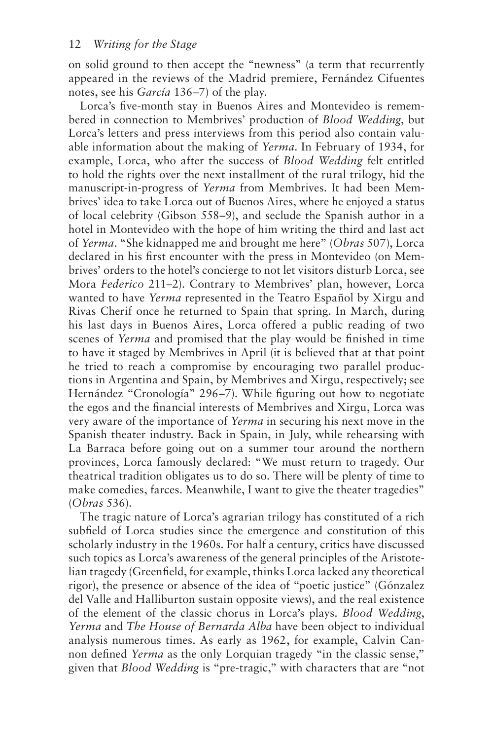on solid ground to then accept the "newness" (a term that recurrently appeared in the reviews of the Madrid premiere, Fernández Cifuentes notes, see his *García* 136–7) of the play.

Lorca's five-month stay in Buenos Aires and Montevideo is remembered in connection to Membrives' production of *Blood Wedding*, but Lorca's letters and press interviews from this period also contain valuable information about the making of *Yerma*. In February of 1934, for example, Lorca, who after the success of *Blood Wedding* felt entitled to hold the rights over the next installment of the rural trilogy, hid the manuscript-in-progress of *Yerma* from Membrives. It had been Membrives' idea to take Lorca out of Buenos Aires, where he enjoyed a status of local celebrity (Gibson 558–9), and seclude the Spanish author in a hotel in Montevideo with the hope of him writing the third and last act of *Yerma*. "She kidnapped me and brought me here" (*Obras* 507), Lorca declared in his first encounter with the press in Montevideo (on Membrives' orders to the hotel's concierge to not let visitors disturb Lorca, see Mora *Federico* 211–2). Contrary to Membrives' plan, however, Lorca wanted to have *Yerma* represented in the Teatro Español by Xirgu and Rivas Cherif once he returned to Spain that spring. In March, during his last days in Buenos Aires, Lorca offered a public reading of two scenes of *Yerma* and promised that the play would be finished in time to have it staged by Membrives in April (it is believed that at that point he tried to reach a compromise by encouraging two parallel productions in Argentina and Spain, by Membrives and Xirgu, respectively; see Hernández "Cronología" 296–7). While figuring out how to negotiate the egos and the financial interests of Membrives and Xirgu, Lorca was very aware of the importance of *Yerma* in securing his next move in the Spanish theater industry. Back in Spain, in July, while rehearsing with La Barraca before going out on a summer tour around the northern provinces, Lorca famously declared: "We must return to tragedy. Our theatrical tradition obligates us to do so. There will be plenty of time to make comedies, farces. Meanwhile, I want to give the theater tragedies" (*Obras* 536).

The tragic nature of Lorca's agrarian trilogy has constituted of a rich subfield of Lorca studies since the emergence and constitution of this scholarly industry in the 1960s. For half a century, critics have discussed such topics as Lorca's awareness of the general principles of the Aristotelian tragedy (Greenfield, for example, thinks Lorca lacked any theoretical rigor), the presence or absence of the idea of "poetic justice" (Gónzalez del Valle and Halliburton sustain opposite views), and the real existence of the element of the classic chorus in Lorca's plays. *Blood Wedding*, *Yerma* and *The House of Bernarda Alba* have been object to individual analysis numerous times. As early as 1962, for example, Calvin Cannon defined *Yerma* as the only Lorquian tragedy "in the classic sense," given that *Blood Wedding* is "pre-tragic," with characters that are "not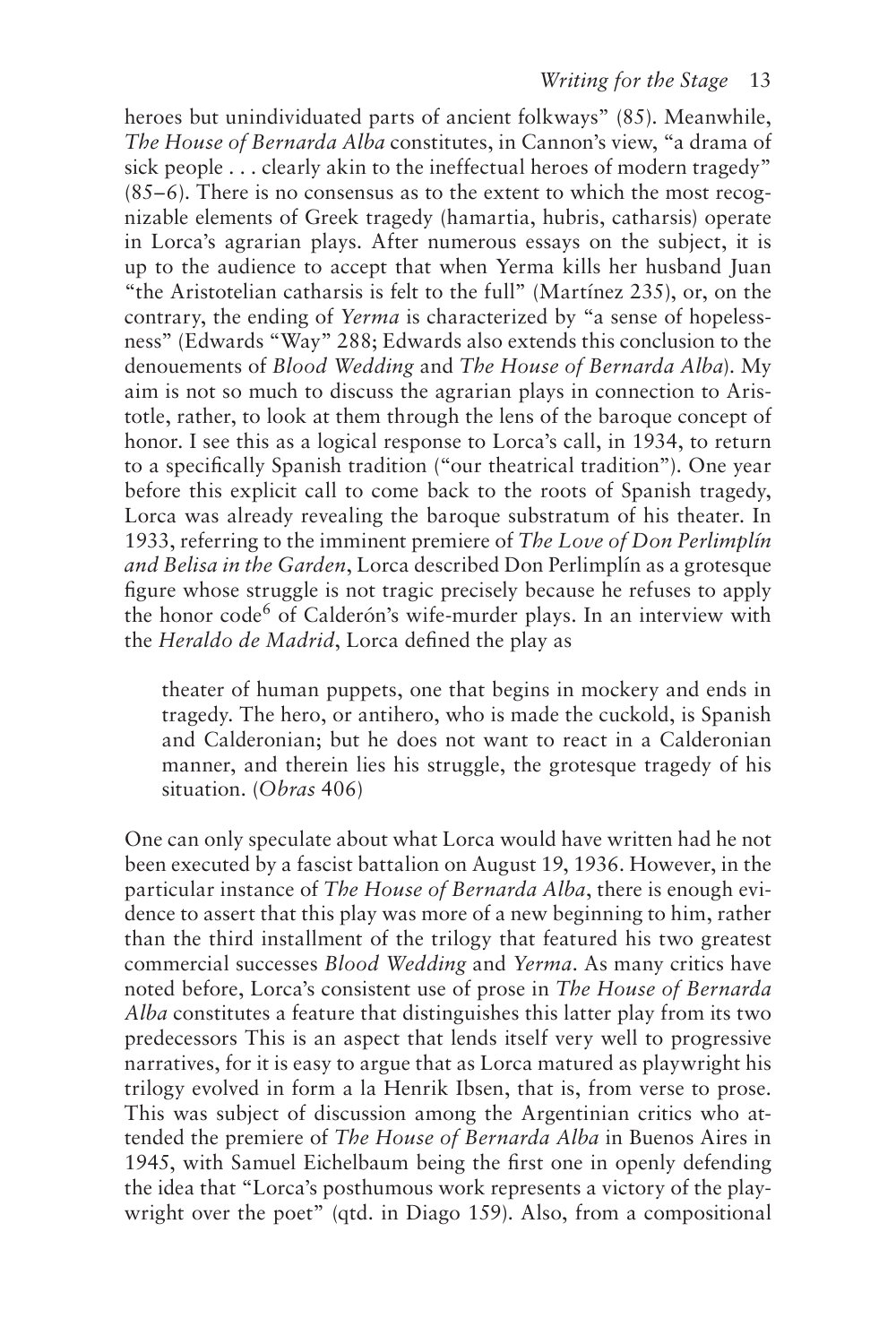heroes but unindividuated parts of ancient folkways" (85). Meanwhile, *The House of Bernarda Alba* constitutes, in Cannon's view, "a drama of sick people . . . clearly akin to the ineffectual heroes of modern tragedy" (85–6). There is no consensus as to the extent to which the most recognizable elements of Greek tragedy (hamartia, hubris, catharsis) operate in Lorca's agrarian plays. After numerous essays on the subject, it is up to the audience to accept that when Yerma kills her husband Juan "the Aristotelian catharsis is felt to the full" (Martínez 235), or, on the contrary, the ending of *Yerma* is characterized by "a sense of hopelessness" (Edwards "Way" 288; Edwards also extends this conclusion to the denouements of *Blood Wedding* and *The House of Bernarda Alba*). My aim is not so much to discuss the agrarian plays in connection to Aristotle, rather, to look at them through the lens of the baroque concept of honor. I see this as a logical response to Lorca's call, in 1934, to return to a specifically Spanish tradition ("our theatrical tradition"). One year before this explicit call to come back to the roots of Spanish tragedy, Lorca was already revealing the baroque substratum of his theater. In 1933, referring to the imminent premiere of *The Love of Don Perlimplín and Belisa in the Garden*, Lorca described Don Perlimplín as a grotesque figure whose struggle is not tragic precisely because he refuses to apply the honor code[6] of Calderón's wife-murder plays. In an interview with the *Heraldo de Madrid*, Lorca defined the play as

> theater of human puppets, one that begins in mockery and ends in tragedy. The hero, or antihero, who is made the cuckold, is Spanish and Calderonian; but he does not want to react in a Calderonian manner, and therein lies his struggle, the grotesque tragedy of his situation. (*Obras* 406)

One can only speculate about what Lorca would have written had he not been executed by a fascist battalion on August 19, 1936. However, in the particular instance of *The House of Bernarda Alba*, there is enough evidence to assert that this play was more of a new beginning to him, rather than the third installment of the trilogy that featured his two greatest commercial successes *Blood Wedding* and *Yerma*. As many critics have noted before, Lorca's consistent use of prose in *The House of Bernarda Alba* constitutes a feature that distinguishes this latter play from its two predecessors This is an aspect that lends itself very well to progressive narratives, for it is easy to argue that as Lorca matured as playwright his trilogy evolved in form a la Henrik Ibsen, that is, from verse to prose. This was subject of discussion among the Argentinian critics who attended the premiere of *The House of Bernarda Alba* in Buenos Aires in 1945, with Samuel Eichelbaum being the first one in openly defending the idea that "Lorca's posthumous work represents a victory of the playwright over the poet" (qtd. in Diago 159). Also, from a compositional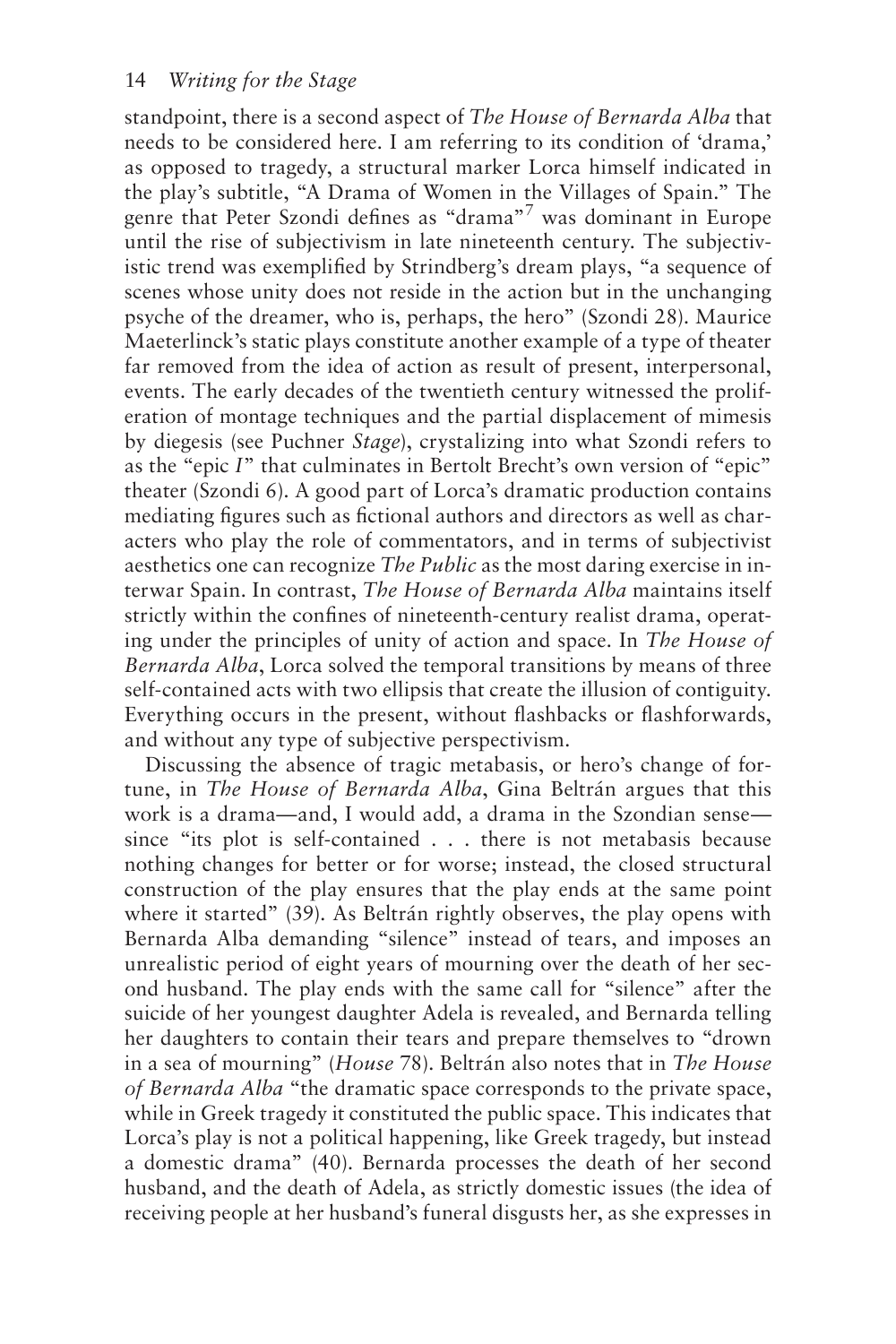standpoint, there is a second aspect of *The House of Bernarda Alba* that needs to be considered here. I am referring to its condition of 'drama,' as opposed to tragedy, a structural marker Lorca himself indicated in the play's subtitle, "A Drama of Women in the Villages of Spain." The genre that Peter Szondi defines as "drama"[7] was dominant in Europe until the rise of subjectivism in late nineteenth century. The subjectivistic trend was exemplified by Strindberg's dream plays, "a sequence of scenes whose unity does not reside in the action but in the unchanging psyche of the dreamer, who is, perhaps, the hero" (Szondi 28). Maurice Maeterlinck's static plays constitute another example of a type of theater far removed from the idea of action as result of present, interpersonal, events. The early decades of the twentieth century witnessed the proliferation of montage techniques and the partial displacement of mimesis by diegesis (see Puchner *Stage*), crystalizing into what Szondi refers to as the "epic *I*" that culminates in Bertolt Brecht's own version of "epic" theater (Szondi 6). A good part of Lorca's dramatic production contains mediating figures such as fictional authors and directors as well as characters who play the role of commentators, and in terms of subjectivist aesthetics one can recognize *The Public* as the most daring exercise in interwar Spain. In contrast, *The House of Bernarda Alba* maintains itself strictly within the confines of nineteenth-century realist drama, operating under the principles of unity of action and space. In *The House of Bernarda Alba*, Lorca solved the temporal transitions by means of three self-contained acts with two ellipsis that create the illusion of contiguity. Everything occurs in the present, without flashbacks or flashforwards, and without any type of subjective perspectivism.

Discussing the absence of tragic metabasis, or hero's change of fortune, in *The House of Bernarda Alba*, Gina Beltrán argues that this work is a drama—and, I would add, a drama in the Szondian sense—since "its plot is self-contained . . . there is not metabasis because nothing changes for better or for worse; instead, the closed structural construction of the play ensures that the play ends at the same point where it started" (39). As Beltrán rightly observes, the play opens with Bernarda Alba demanding "silence" instead of tears, and imposes an unrealistic period of eight years of mourning over the death of her second husband. The play ends with the same call for "silence" after the suicide of her youngest daughter Adela is revealed, and Bernarda telling her daughters to contain their tears and prepare themselves to "drown in a sea of mourning" (*House* 78). Beltrán also notes that in *The House of Bernarda Alba* "the dramatic space corresponds to the private space, while in Greek tragedy it constituted the public space. This indicates that Lorca's play is not a political happening, like Greek tragedy, but instead a domestic drama" (40). Bernarda processes the death of her second husband, and the death of Adela, as strictly domestic issues (the idea of receiving people at her husband's funeral disgusts her, as she expresses in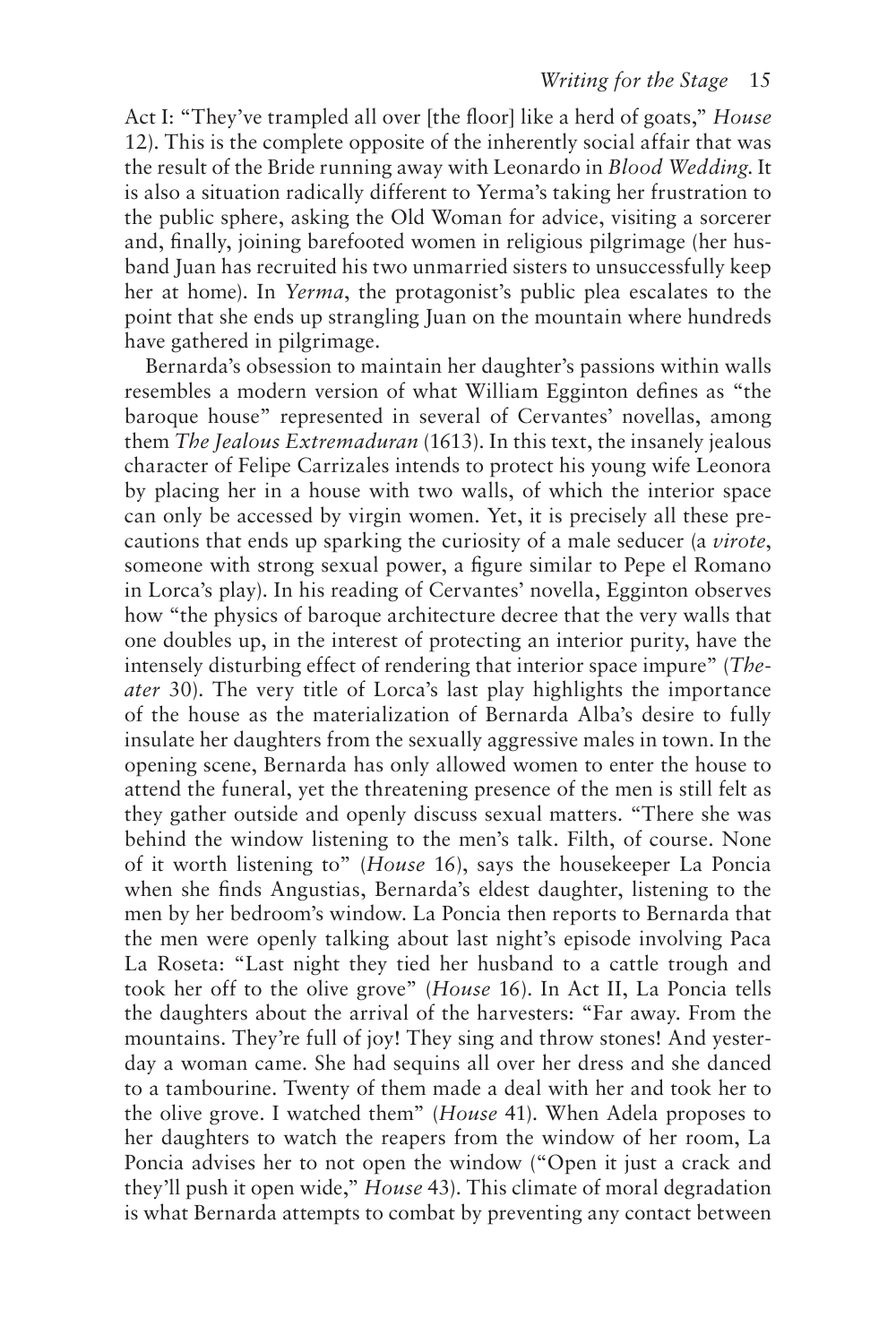Act I: "They've trampled all over [the floor] like a herd of goats," *House* 12). This is the complete opposite of the inherently social affair that was the result of the Bride running away with Leonardo in *Blood Wedding.* It is also a situation radically different to Yerma's taking her frustration to the public sphere, asking the Old Woman for advice, visiting a sorcerer and, finally, joining barefooted women in religious pilgrimage (her husband Juan has recruited his two unmarried sisters to unsuccessfully keep her at home). In *Yerma*, the protagonist's public plea escalates to the point that she ends up strangling Juan on the mountain where hundreds have gathered in pilgrimage.

Bernarda's obsession to maintain her daughter's passions within walls resembles a modern version of what William Egginton defines as "the baroque house" represented in several of Cervantes' novellas, among them *The Jealous Extremaduran* (1613). In this text, the insanely jealous character of Felipe Carrizales intends to protect his young wife Leonora by placing her in a house with two walls, of which the interior space can only be accessed by virgin women. Yet, it is precisely all these precautions that ends up sparking the curiosity of a male seducer (a *virote*, someone with strong sexual power, a figure similar to Pepe el Romano in Lorca's play). In his reading of Cervantes' novella, Egginton observes how "the physics of baroque architecture decree that the very walls that one doubles up, in the interest of protecting an interior purity, have the intensely disturbing effect of rendering that interior space impure" (*Theater* 30). The very title of Lorca's last play highlights the importance of the house as the materialization of Bernarda Alba's desire to fully insulate her daughters from the sexually aggressive males in town. In the opening scene, Bernarda has only allowed women to enter the house to attend the funeral, yet the threatening presence of the men is still felt as they gather outside and openly discuss sexual matters. "There she was behind the window listening to the men's talk. Filth, of course. None of it worth listening to" (*House* 16), says the housekeeper La Poncia when she finds Angustias, Bernarda's eldest daughter, listening to the men by her bedroom's window. La Poncia then reports to Bernarda that the men were openly talking about last night's episode involving Paca La Roseta: "Last night they tied her husband to a cattle trough and took her off to the olive grove" (*House* 16). In Act II, La Poncia tells the daughters about the arrival of the harvesters: "Far away. From the mountains. They're full of joy! They sing and throw stones! And yesterday a woman came. She had sequins all over her dress and she danced to a tambourine. Twenty of them made a deal with her and took her to the olive grove. I watched them" (*House* 41). When Adela proposes to her daughters to watch the reapers from the window of her room, La Poncia advises her to not open the window ("Open it just a crack and they'll push it open wide," *House* 43). This climate of moral degradation is what Bernarda attempts to combat by preventing any contact between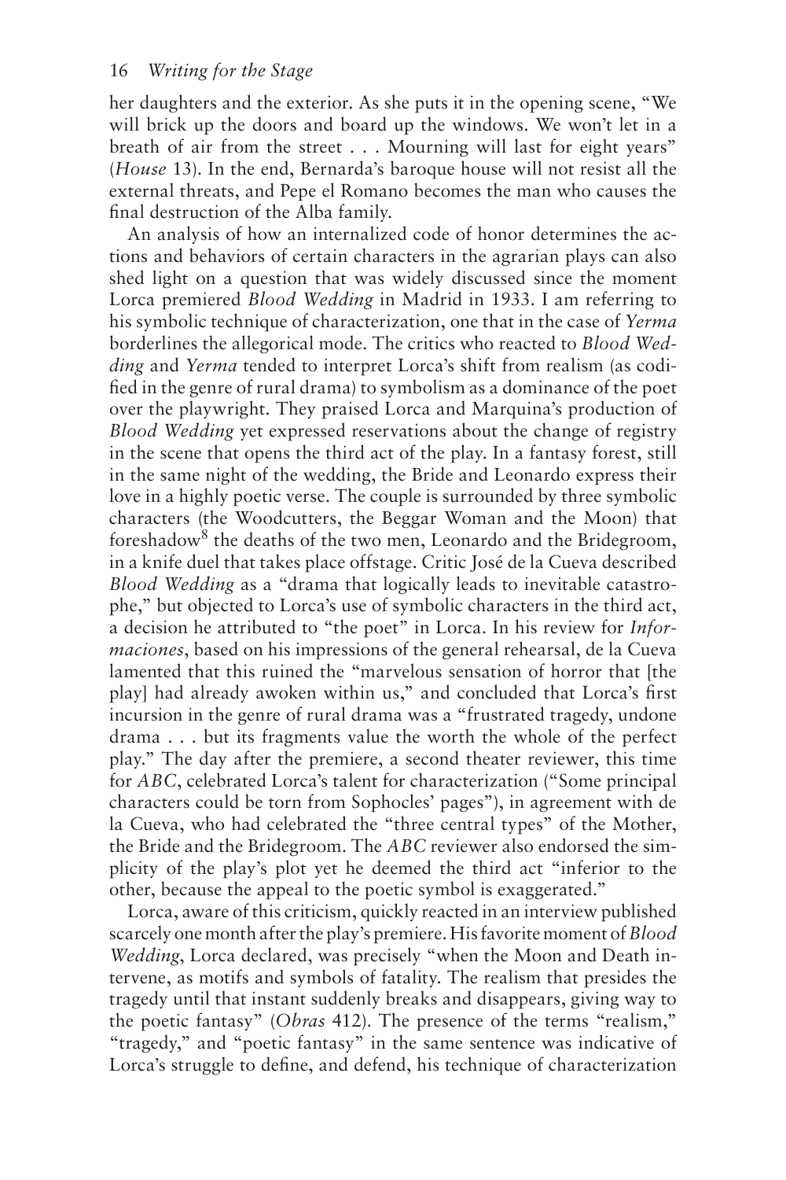her daughters and the exterior. As she puts it in the opening scene, "We will brick up the doors and board up the windows. We won't let in a breath of air from the street . . . Mourning will last for eight years" (*House* 13). In the end, Bernarda's baroque house will not resist all the external threats, and Pepe el Romano becomes the man who causes the final destruction of the Alba family.

An analysis of how an internalized code of honor determines the actions and behaviors of certain characters in the agrarian plays can also shed light on a question that was widely discussed since the moment Lorca premiered *Blood Wedding* in Madrid in 1933. I am referring to his symbolic technique of characterization, one that in the case of *Yerma* borderlines the allegorical mode. The critics who reacted to *Blood Wedding* and *Yerma* tended to interpret Lorca's shift from realism (as codified in the genre of rural drama) to symbolism as a dominance of the poet over the playwright. They praised Lorca and Marquina's production of *Blood Wedding* yet expressed reservations about the change of registry in the scene that opens the third act of the play. In a fantasy forest, still in the same night of the wedding, the Bride and Leonardo express their love in a highly poetic verse. The couple is surrounded by three symbolic characters (the Woodcutters, the Beggar Woman and the Moon) that foreshadow[8] the deaths of the two men, Leonardo and the Bridegroom, in a knife duel that takes place offstage. Critic José de la Cueva described *Blood Wedding* as a "drama that logically leads to inevitable catastrophe," but objected to Lorca's use of symbolic characters in the third act, a decision he attributed to "the poet" in Lorca. In his review for *Informaciones*, based on his impressions of the general rehearsal, de la Cueva lamented that this ruined the "marvelous sensation of horror that [the play] had already awoken within us," and concluded that Lorca's first incursion in the genre of rural drama was a "frustrated tragedy, undone drama . . . but its fragments value the worth the whole of the perfect play." The day after the premiere, a second theater reviewer, this time for *ABC*, celebrated Lorca's talent for characterization ("Some principal characters could be torn from Sophocles' pages"), in agreement with de la Cueva, who had celebrated the "three central types" of the Mother, the Bride and the Bridegroom. The *ABC* reviewer also endorsed the simplicity of the play's plot yet he deemed the third act "inferior to the other, because the appeal to the poetic symbol is exaggerated."

Lorca, aware of this criticism, quickly reacted in an interview published scarcely one month after the play's premiere. His favorite moment of *Blood Wedding*, Lorca declared, was precisely "when the Moon and Death intervene, as motifs and symbols of fatality. The realism that presides the tragedy until that instant suddenly breaks and disappears, giving way to the poetic fantasy" (*Obras* 412). The presence of the terms "realism," "tragedy," and "poetic fantasy" in the same sentence was indicative of Lorca's struggle to define, and defend, his technique of characterization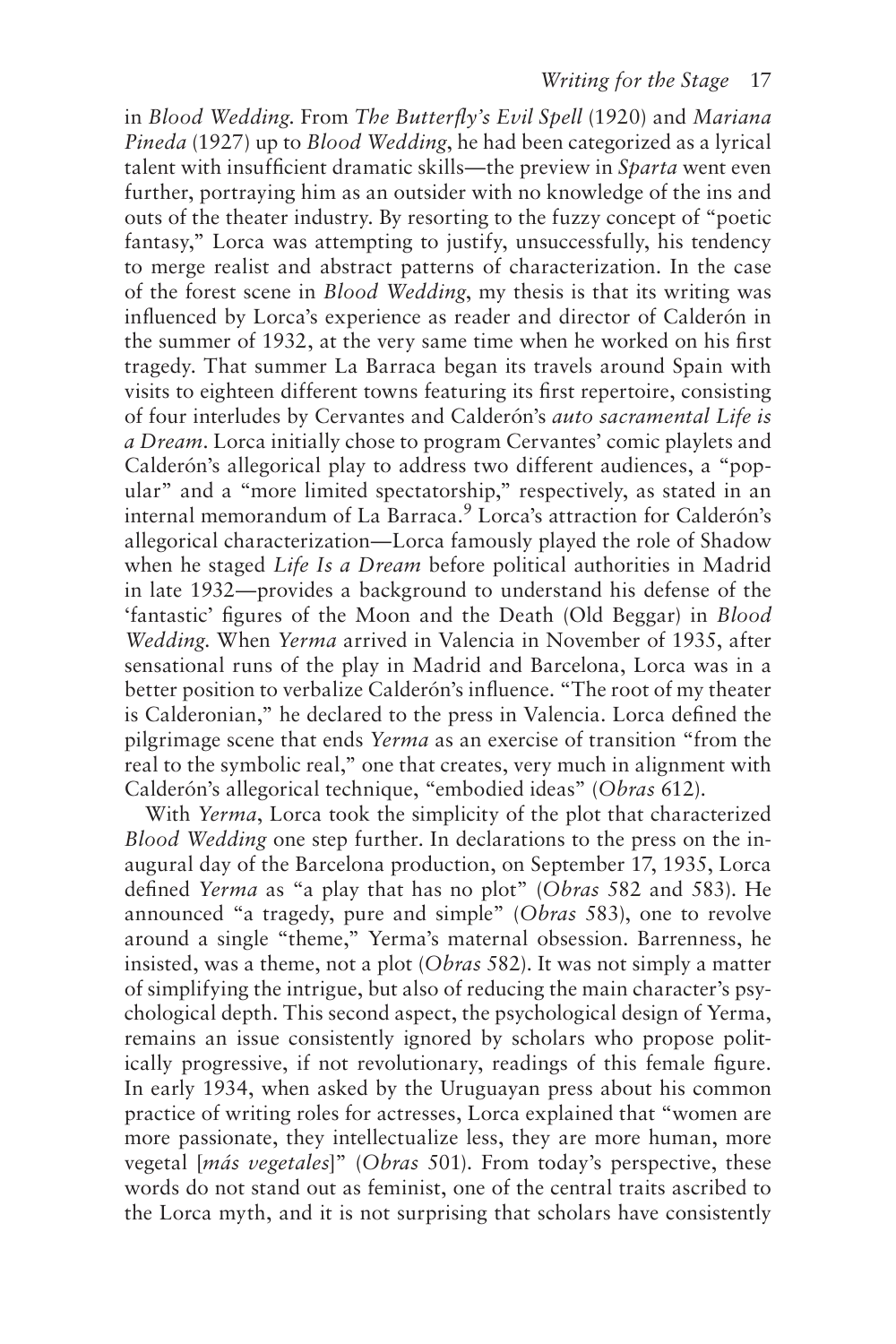in *Blood Wedding*. From *The Butterfly's Evil Spell* (1920) and *Mariana Pineda* (1927) up to *Blood Wedding*, he had been categorized as a lyrical talent with insufficient dramatic skills—the preview in *Sparta* went even further, portraying him as an outsider with no knowledge of the ins and outs of the theater industry. By resorting to the fuzzy concept of "poetic fantasy," Lorca was attempting to justify, unsuccessfully, his tendency to merge realist and abstract patterns of characterization. In the case of the forest scene in *Blood Wedding*, my thesis is that its writing was influenced by Lorca's experience as reader and director of Calderón in the summer of 1932, at the very same time when he worked on his first tragedy. That summer La Barraca began its travels around Spain with visits to eighteen different towns featuring its first repertoire, consisting of four interludes by Cervantes and Calderón's *auto sacramental Life is a Dream*. Lorca initially chose to program Cervantes' comic playlets and Calderón's allegorical play to address two different audiences, a "popular" and a "more limited spectatorship," respectively, as stated in an internal memorandum of La Barraca.[9] Lorca's attraction for Calderón's allegorical characterization—Lorca famously played the role of Shadow when he staged *Life Is a Dream* before political authorities in Madrid in late 1932—provides a background to understand his defense of the 'fantastic' figures of the Moon and the Death (Old Beggar) in *Blood Wedding*. When *Yerma* arrived in Valencia in November of 1935, after sensational runs of the play in Madrid and Barcelona, Lorca was in a better position to verbalize Calderón's influence. "The root of my theater is Calderonian," he declared to the press in Valencia. Lorca defined the pilgrimage scene that ends *Yerma* as an exercise of transition "from the real to the symbolic real," one that creates, very much in alignment with Calderón's allegorical technique, "embodied ideas" (*Obras* 612).

With *Yerma*, Lorca took the simplicity of the plot that characterized *Blood Wedding* one step further. In declarations to the press on the inaugural day of the Barcelona production, on September 17, 1935, Lorca defined *Yerma* as "a play that has no plot" (*Obras* 582 and 583). He announced "a tragedy, pure and simple" (*Obras* 583), one to revolve around a single "theme," Yerma's maternal obsession. Barrenness, he insisted, was a theme, not a plot (*Obras* 582). It was not simply a matter of simplifying the intrigue, but also of reducing the main character's psychological depth. This second aspect, the psychological design of Yerma, remains an issue consistently ignored by scholars who propose politically progressive, if not revolutionary, readings of this female figure. In early 1934, when asked by the Uruguayan press about his common practice of writing roles for actresses, Lorca explained that "women are more passionate, they intellectualize less, they are more human, more vegetal [*más vegetales*]" (*Obras* 501). From today's perspective, these words do not stand out as feminist, one of the central traits ascribed to the Lorca myth, and it is not surprising that scholars have consistently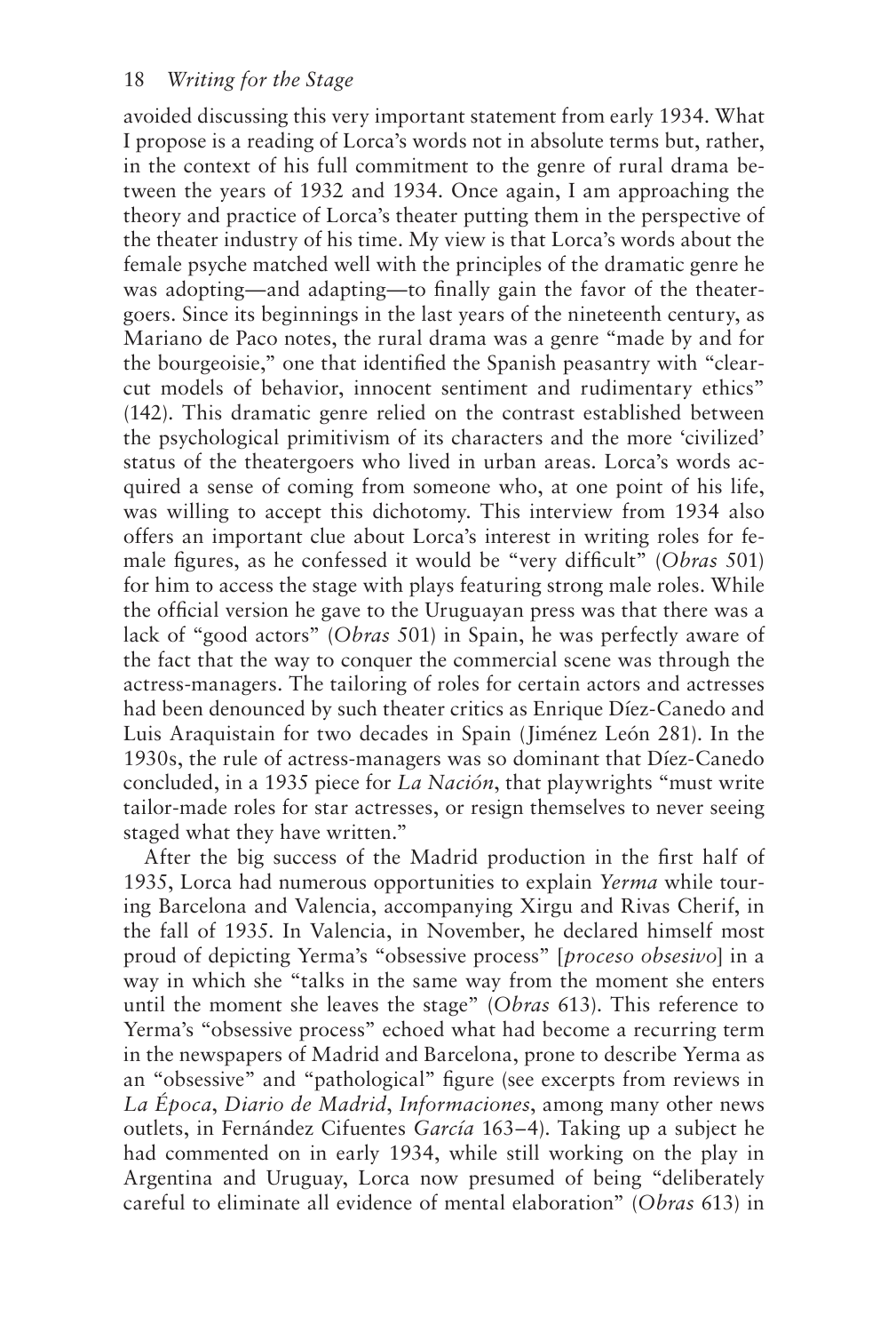avoided discussing this very important statement from early 1934. What I propose is a reading of Lorca's words not in absolute terms but, rather, in the context of his full commitment to the genre of rural drama between the years of 1932 and 1934. Once again, I am approaching the theory and practice of Lorca's theater putting them in the perspective of the theater industry of his time. My view is that Lorca's words about the female psyche matched well with the principles of the dramatic genre he was adopting—and adapting—to finally gain the favor of the theatergoers. Since its beginnings in the last years of the nineteenth century, as Mariano de Paco notes, the rural drama was a genre "made by and for the bourgeoisie," one that identified the Spanish peasantry with "clear-cut models of behavior, innocent sentiment and rudimentary ethics" (142). This dramatic genre relied on the contrast established between the psychological primitivism of its characters and the more 'civilized' status of the theatergoers who lived in urban areas. Lorca's words acquired a sense of coming from someone who, at one point of his life, was willing to accept this dichotomy. This interview from 1934 also offers an important clue about Lorca's interest in writing roles for female figures, as he confessed it would be "very difficult" (*Obras* 501) for him to access the stage with plays featuring strong male roles. While the official version he gave to the Uruguayan press was that there was a lack of "good actors" (*Obras* 501) in Spain, he was perfectly aware of the fact that the way to conquer the commercial scene was through the actress-managers. The tailoring of roles for certain actors and actresses had been denounced by such theater critics as Enrique Díez-Canedo and Luis Araquistain for two decades in Spain (Jiménez León 281). In the 1930s, the rule of actress-managers was so dominant that Díez-Canedo concluded, in a 1935 piece for *La Nación*, that playwrights "must write tailor-made roles for star actresses, or resign themselves to never seeing staged what they have written."

After the big success of the Madrid production in the first half of 1935, Lorca had numerous opportunities to explain *Yerma* while touring Barcelona and Valencia, accompanying Xirgu and Rivas Cherif, in the fall of 1935. In Valencia, in November, he declared himself most proud of depicting Yerma's "obsessive process" [*proceso obsesivo*] in a way in which she "talks in the same way from the moment she enters until the moment she leaves the stage" (*Obras* 613). This reference to Yerma's "obsessive process" echoed what had become a recurring term in the newspapers of Madrid and Barcelona, prone to describe Yerma as an "obsessive" and "pathological" figure (see excerpts from reviews in *La Época*, *Diario de Madrid*, *Informaciones*, among many other news outlets, in Fernández Cifuentes *García* 163–4). Taking up a subject he had commented on in early 1934, while still working on the play in Argentina and Uruguay, Lorca now presumed of being "deliberately careful to eliminate all evidence of mental elaboration" (*Obras* 613) in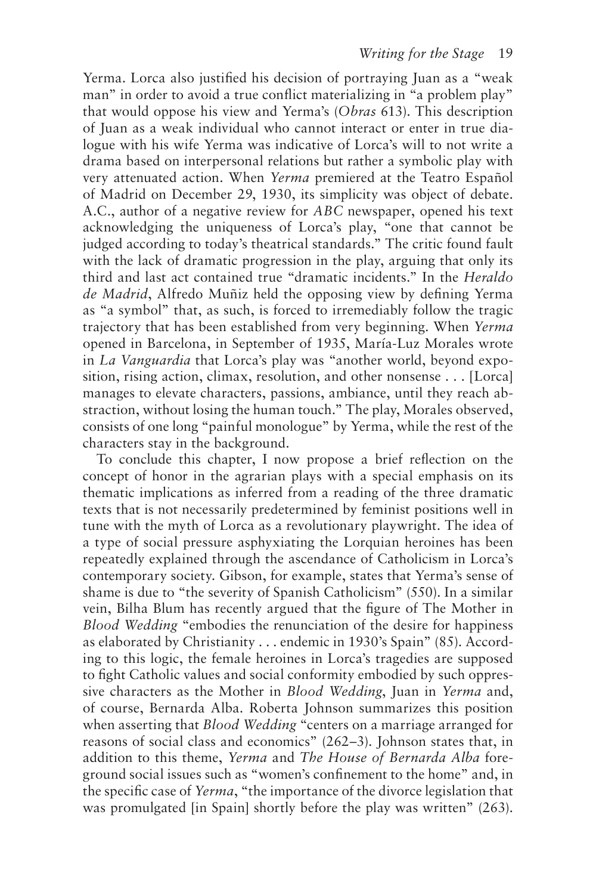Yerma. Lorca also justified his decision of portraying Juan as a "weak man" in order to avoid a true conflict materializing in "a problem play" that would oppose his view and Yerma's (*Obras* 613). This description of Juan as a weak individual who cannot interact or enter in true dialogue with his wife Yerma was indicative of Lorca's will to not write a drama based on interpersonal relations but rather a symbolic play with very attenuated action. When *Yerma* premiered at the Teatro Español of Madrid on December 29, 1930, its simplicity was object of debate. A.C., author of a negative review for *ABC* newspaper, opened his text acknowledging the uniqueness of Lorca's play, "one that cannot be judged according to today's theatrical standards." The critic found fault with the lack of dramatic progression in the play, arguing that only its third and last act contained true "dramatic incidents." In the *Heraldo de Madrid*, Alfredo Muñiz held the opposing view by defining Yerma as "a symbol" that, as such, is forced to irremediably follow the tragic trajectory that has been established from very beginning. When *Yerma* opened in Barcelona, in September of 1935, María-Luz Morales wrote in *La Vanguardia* that Lorca's play was "another world, beyond exposition, rising action, climax, resolution, and other nonsense . . . [Lorca] manages to elevate characters, passions, ambiance, until they reach abstraction, without losing the human touch." The play, Morales observed, consists of one long "painful monologue" by Yerma, while the rest of the characters stay in the background.

To conclude this chapter, I now propose a brief reflection on the concept of honor in the agrarian plays with a special emphasis on its thematic implications as inferred from a reading of the three dramatic texts that is not necessarily predetermined by feminist positions well in tune with the myth of Lorca as a revolutionary playwright. The idea of a type of social pressure asphyxiating the Lorquian heroines has been repeatedly explained through the ascendance of Catholicism in Lorca's contemporary society. Gibson, for example, states that Yerma's sense of shame is due to "the severity of Spanish Catholicism" (550). In a similar vein, Bilha Blum has recently argued that the figure of The Mother in *Blood Wedding* "embodies the renunciation of the desire for happiness as elaborated by Christianity . . . endemic in 1930's Spain" (85). According to this logic, the female heroines in Lorca's tragedies are supposed to fight Catholic values and social conformity embodied by such oppressive characters as the Mother in *Blood Wedding*, Juan in *Yerma* and, of course, Bernarda Alba. Roberta Johnson summarizes this position when asserting that *Blood Wedding* "centers on a marriage arranged for reasons of social class and economics" (262–3). Johnson states that, in addition to this theme, *Yerma* and *The House of Bernarda Alba* foreground social issues such as "women's confinement to the home" and, in the specific case of *Yerma*, "the importance of the divorce legislation that was promulgated [in Spain] shortly before the play was written" (263).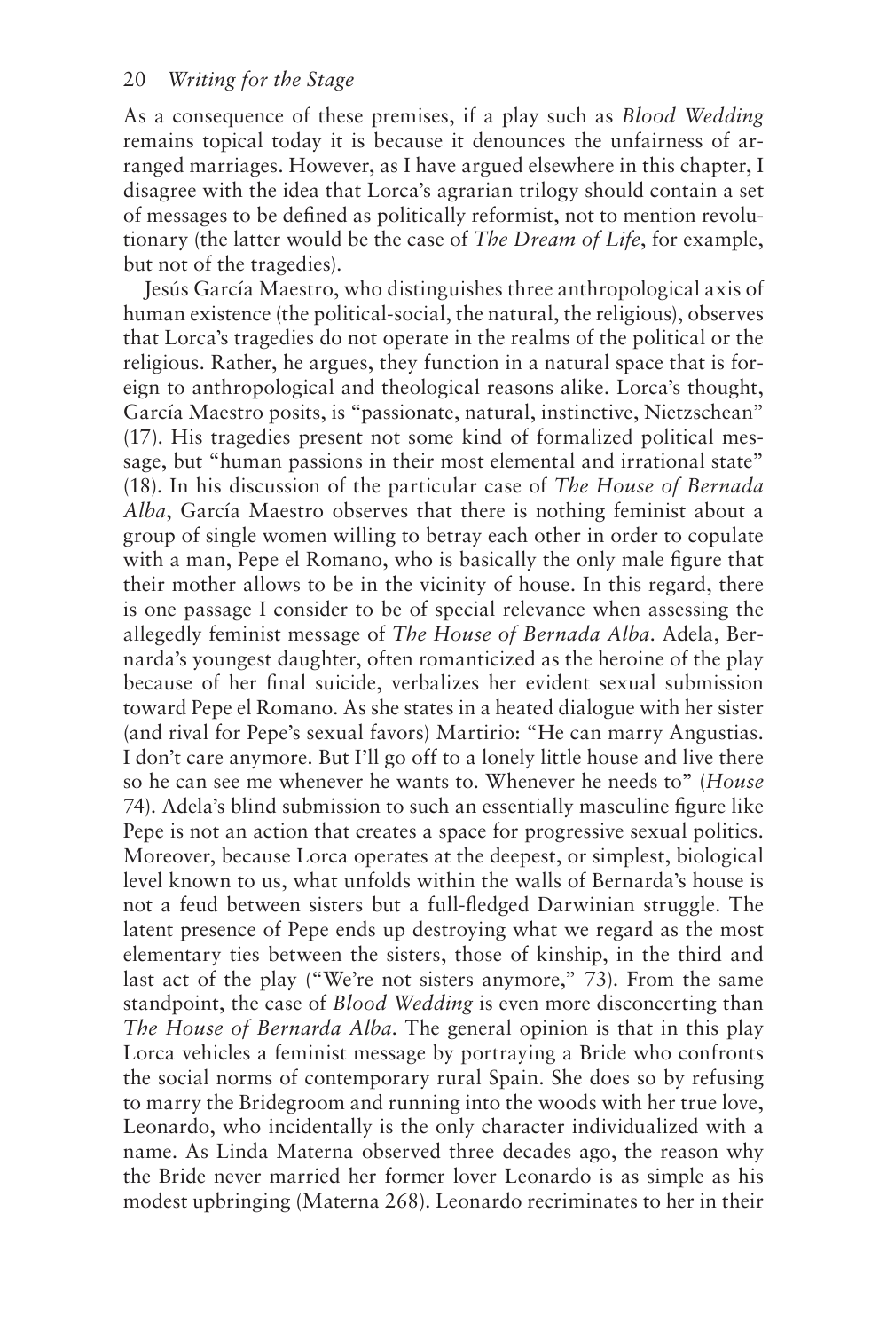As a consequence of these premises, if a play such as *Blood Wedding* remains topical today it is because it denounces the unfairness of arranged marriages. However, as I have argued elsewhere in this chapter, I disagree with the idea that Lorca's agrarian trilogy should contain a set of messages to be defined as politically reformist, not to mention revolutionary (the latter would be the case of *The Dream of Life*, for example, but not of the tragedies).

Jesús García Maestro, who distinguishes three anthropological axis of human existence (the political-social, the natural, the religious), observes that Lorca's tragedies do not operate in the realms of the political or the religious. Rather, he argues, they function in a natural space that is foreign to anthropological and theological reasons alike. Lorca's thought, García Maestro posits, is "passionate, natural, instinctive, Nietzschean" (17). His tragedies present not some kind of formalized political message, but "human passions in their most elemental and irrational state" (18). In his discussion of the particular case of *The House of Bernada Alba*, García Maestro observes that there is nothing feminist about a group of single women willing to betray each other in order to copulate with a man, Pepe el Romano, who is basically the only male figure that their mother allows to be in the vicinity of house. In this regard, there is one passage I consider to be of special relevance when assessing the allegedly feminist message of *The House of Bernada Alba*. Adela, Bernarda's youngest daughter, often romanticized as the heroine of the play because of her final suicide, verbalizes her evident sexual submission toward Pepe el Romano. As she states in a heated dialogue with her sister (and rival for Pepe's sexual favors) Martirio: "He can marry Angustias. I don't care anymore. But I'll go off to a lonely little house and live there so he can see me whenever he wants to. Whenever he needs to" (*House* 74). Adela's blind submission to such an essentially masculine figure like Pepe is not an action that creates a space for progressive sexual politics. Moreover, because Lorca operates at the deepest, or simplest, biological level known to us, what unfolds within the walls of Bernarda's house is not a feud between sisters but a full-fledged Darwinian struggle. The latent presence of Pepe ends up destroying what we regard as the most elementary ties between the sisters, those of kinship, in the third and last act of the play ("We're not sisters anymore," 73). From the same standpoint, the case of *Blood Wedding* is even more disconcerting than *The House of Bernarda Alba*. The general opinion is that in this play Lorca vehicles a feminist message by portraying a Bride who confronts the social norms of contemporary rural Spain. She does so by refusing to marry the Bridegroom and running into the woods with her true love, Leonardo, who incidentally is the only character individualized with a name. As Linda Materna observed three decades ago, the reason why the Bride never married her former lover Leonardo is as simple as his modest upbringing (Materna 268). Leonardo recriminates to her in their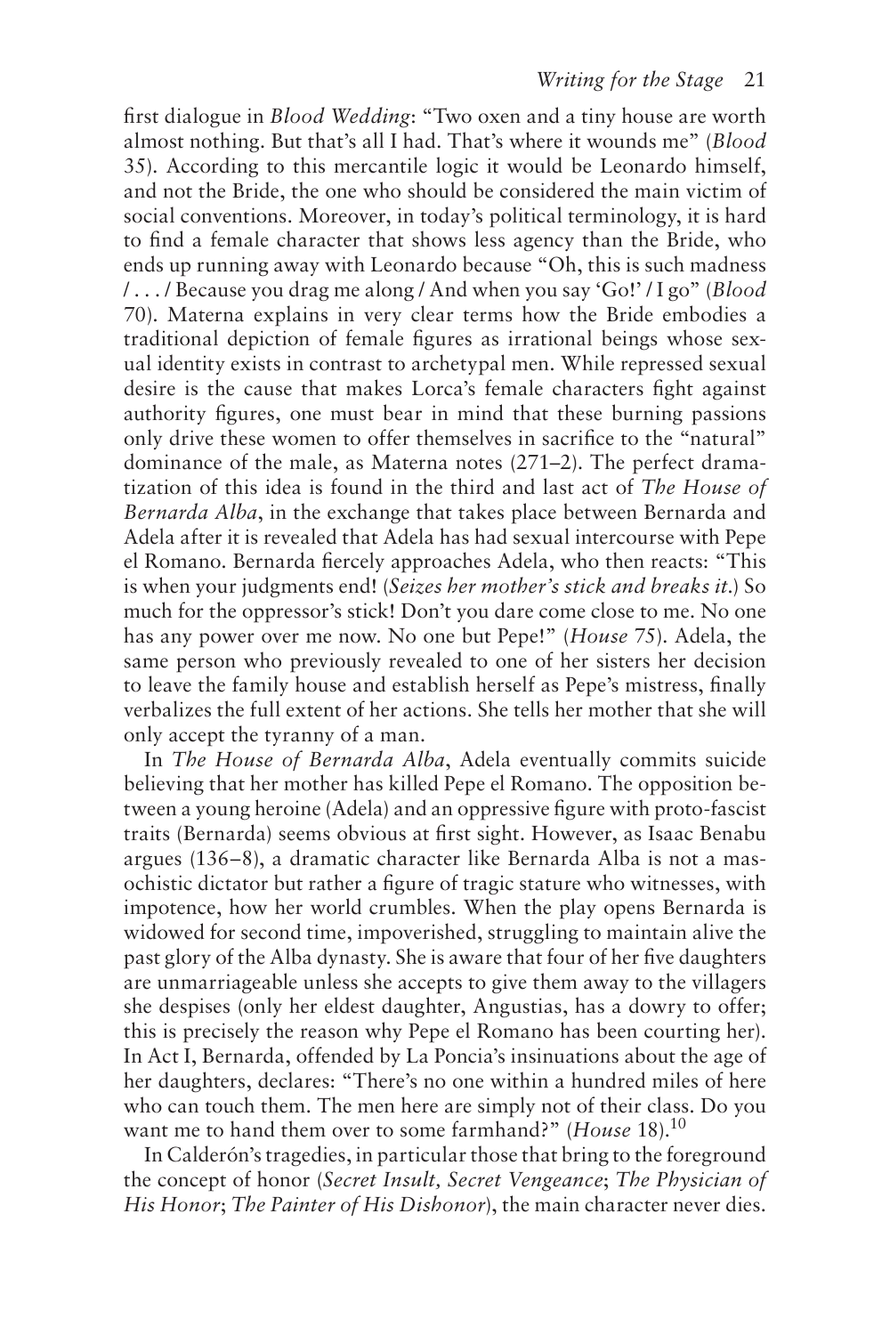first dialogue in *Blood Wedding*: "Two oxen and a tiny house are worth almost nothing. But that's all I had. That's where it wounds me" (*Blood* 35). According to this mercantile logic it would be Leonardo himself, and not the Bride, the one who should be considered the main victim of social conventions. Moreover, in today's political terminology, it is hard to find a female character that shows less agency than the Bride, who ends up running away with Leonardo because "Oh, this is such madness / . . . / Because you drag me along / And when you say 'Go!' / I go" (*Blood* 70). Materna explains in very clear terms how the Bride embodies a traditional depiction of female figures as irrational beings whose sexual identity exists in contrast to archetypal men. While repressed sexual desire is the cause that makes Lorca's female characters fight against authority figures, one must bear in mind that these burning passions only drive these women to offer themselves in sacrifice to the "natural" dominance of the male, as Materna notes (271–2). The perfect dramatization of this idea is found in the third and last act of *The House of Bernarda Alba*, in the exchange that takes place between Bernarda and Adela after it is revealed that Adela has had sexual intercourse with Pepe el Romano. Bernarda fiercely approaches Adela, who then reacts: "This is when your judgments end! (*Seizes her mother's stick and breaks it.*) So much for the oppressor's stick! Don't you dare come close to me. No one has any power over me now. No one but Pepe!" (*House* 75). Adela, the same person who previously revealed to one of her sisters her decision to leave the family house and establish herself as Pepe's mistress, finally verbalizes the full extent of her actions. She tells her mother that she will only accept the tyranny of a man.

In *The House of Bernarda Alba*, Adela eventually commits suicide believing that her mother has killed Pepe el Romano. The opposition between a young heroine (Adela) and an oppressive figure with proto-fascist traits (Bernarda) seems obvious at first sight. However, as Isaac Benabu argues (136–8), a dramatic character like Bernarda Alba is not a masochistic dictator but rather a figure of tragic stature who witnesses, with impotence, how her world crumbles. When the play opens Bernarda is widowed for second time, impoverished, struggling to maintain alive the past glory of the Alba dynasty. She is aware that four of her five daughters are unmarriageable unless she accepts to give them away to the villagers she despises (only her eldest daughter, Angustias, has a dowry to offer; this is precisely the reason why Pepe el Romano has been courting her). In Act I, Bernarda, offended by La Poncia's insinuations about the age of her daughters, declares: "There's no one within a hundred miles of here who can touch them. The men here are simply not of their class. Do you want me to hand them over to some farmhand?" (*House* 18).[10]

In Calderón's tragedies, in particular those that bring to the foreground the concept of honor (*Secret Insult, Secret Vengeance*; *The Physician of His Honor*; *The Painter of His Dishonor*), the main character never dies.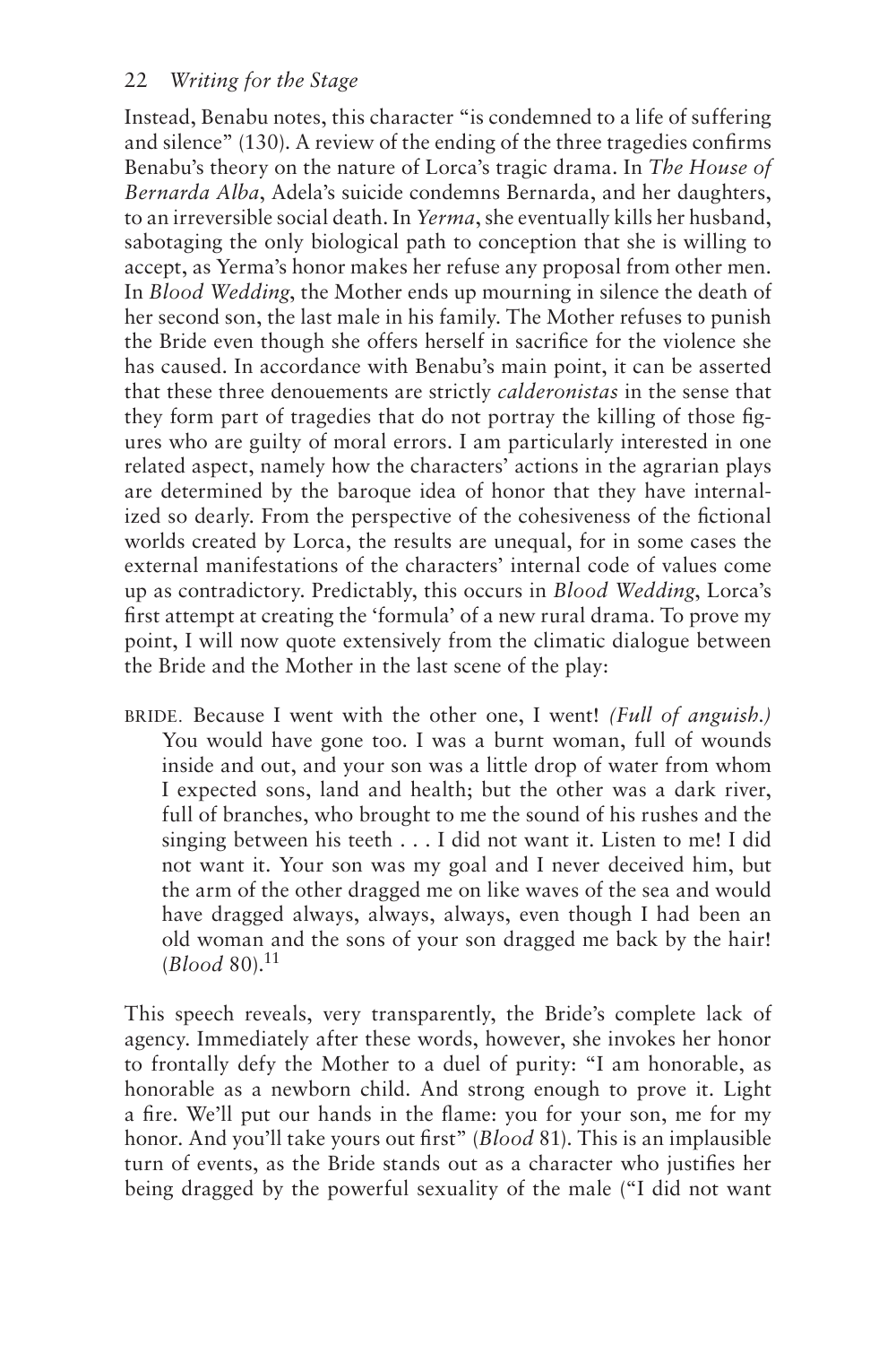Instead, Benabu notes, this character "is condemned to a life of suffering and silence" (130). A review of the ending of the three tragedies confirms Benabu's theory on the nature of Lorca's tragic drama. In *The House of Bernarda Alba*, Adela's suicide condemns Bernarda, and her daughters, to an irreversible social death. In *Yerma*, she eventually kills her husband, sabotaging the only biological path to conception that she is willing to accept, as Yerma's honor makes her refuse any proposal from other men. In *Blood Wedding*, the Mother ends up mourning in silence the death of her second son, the last male in his family. The Mother refuses to punish the Bride even though she offers herself in sacrifice for the violence she has caused. In accordance with Benabu's main point, it can be asserted that these three denouements are strictly *calderonistas* in the sense that they form part of tragedies that do not portray the killing of those figures who are guilty of moral errors. I am particularly interested in one related aspect, namely how the characters' actions in the agrarian plays are determined by the baroque idea of honor that they have internalized so dearly. From the perspective of the cohesiveness of the fictional worlds created by Lorca, the results are unequal, for in some cases the external manifestations of the characters' internal code of values come up as contradictory. Predictably, this occurs in *Blood Wedding*, Lorca's first attempt at creating the 'formula' of a new rural drama. To prove my point, I will now quote extensively from the climatic dialogue between the Bride and the Mother in the last scene of the play:

> BRIDE. Because I went with the other one, I went! *(Full of anguish.)* You would have gone too. I was a burnt woman, full of wounds inside and out, and your son was a little drop of water from whom I expected sons, land and health; but the other was a dark river, full of branches, who brought to me the sound of his rushes and the singing between his teeth . . . I did not want it. Listen to me! I did not want it. Your son was my goal and I never deceived him, but the arm of the other dragged me on like waves of the sea and would have dragged always, always, always, even though I had been an old woman and the sons of your son dragged me back by the hair! (*Blood* 80).[11]

This speech reveals, very transparently, the Bride's complete lack of agency. Immediately after these words, however, she invokes her honor to frontally defy the Mother to a duel of purity: "I am honorable, as honorable as a newborn child. And strong enough to prove it. Light a fire. We'll put our hands in the flame: you for your son, me for my honor. And you'll take yours out first" (*Blood* 81). This is an implausible turn of events, as the Bride stands out as a character who justifies her being dragged by the powerful sexuality of the male ("I did not want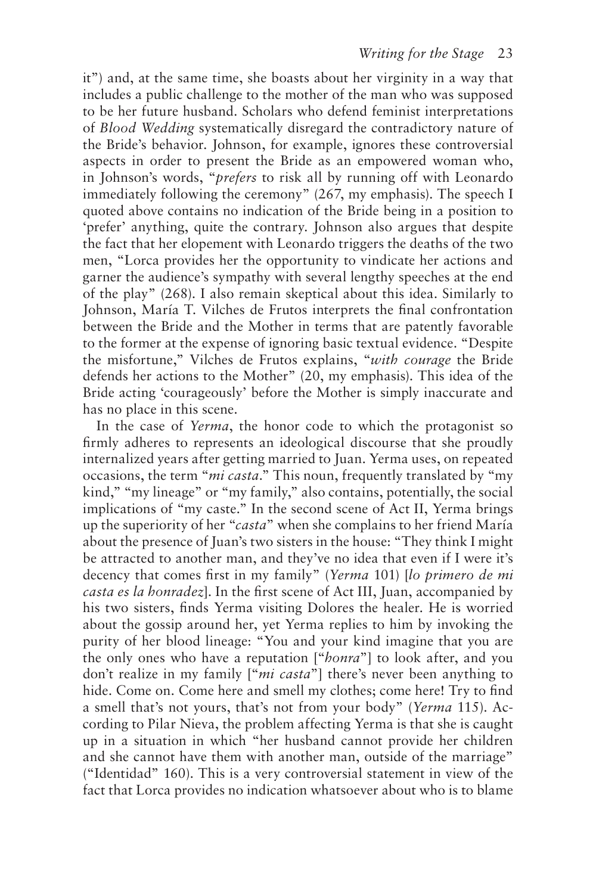it") and, at the same time, she boasts about her virginity in a way that includes a public challenge to the mother of the man who was supposed to be her future husband. Scholars who defend feminist interpretations of *Blood Wedding* systematically disregard the contradictory nature of the Bride's behavior. Johnson, for example, ignores these controversial aspects in order to present the Bride as an empowered woman who, in Johnson's words, "*prefers* to risk all by running off with Leonardo immediately following the ceremony" (267, my emphasis). The speech I quoted above contains no indication of the Bride being in a position to 'prefer' anything, quite the contrary. Johnson also argues that despite the fact that her elopement with Leonardo triggers the deaths of the two men, "Lorca provides her the opportunity to vindicate her actions and garner the audience's sympathy with several lengthy speeches at the end of the play" (268). I also remain skeptical about this idea. Similarly to Johnson, María T. Vilches de Frutos interprets the final confrontation between the Bride and the Mother in terms that are patently favorable to the former at the expense of ignoring basic textual evidence. "Despite the misfortune," Vilches de Frutos explains, "*with courage* the Bride defends her actions to the Mother" (20, my emphasis). This idea of the Bride acting 'courageously' before the Mother is simply inaccurate and has no place in this scene.

In the case of *Yerma*, the honor code to which the protagonist so firmly adheres to represents an ideological discourse that she proudly internalized years after getting married to Juan. Yerma uses, on repeated occasions, the term "*mi casta*." This noun, frequently translated by "my kind," "my lineage" or "my family," also contains, potentially, the social implications of "my caste." In the second scene of Act II, Yerma brings up the superiority of her "*casta*" when she complains to her friend María about the presence of Juan's two sisters in the house: "They think I might be attracted to another man, and they've no idea that even if I were it's decency that comes first in my family" (*Yerma* 101) [*lo primero de mi casta es la honradez*]. In the first scene of Act III, Juan, accompanied by his two sisters, finds Yerma visiting Dolores the healer. He is worried about the gossip around her, yet Yerma replies to him by invoking the purity of her blood lineage: "You and your kind imagine that you are the only ones who have a reputation ["*honra*"] to look after, and you don't realize in my family ["*mi casta*"] there's never been anything to hide. Come on. Come here and smell my clothes; come here! Try to find a smell that's not yours, that's not from your body" (*Yerma* 115). According to Pilar Nieva, the problem affecting Yerma is that she is caught up in a situation in which "her husband cannot provide her children and she cannot have them with another man, outside of the marriage" ("Identidad" 160). This is a very controversial statement in view of the fact that Lorca provides no indication whatsoever about who is to blame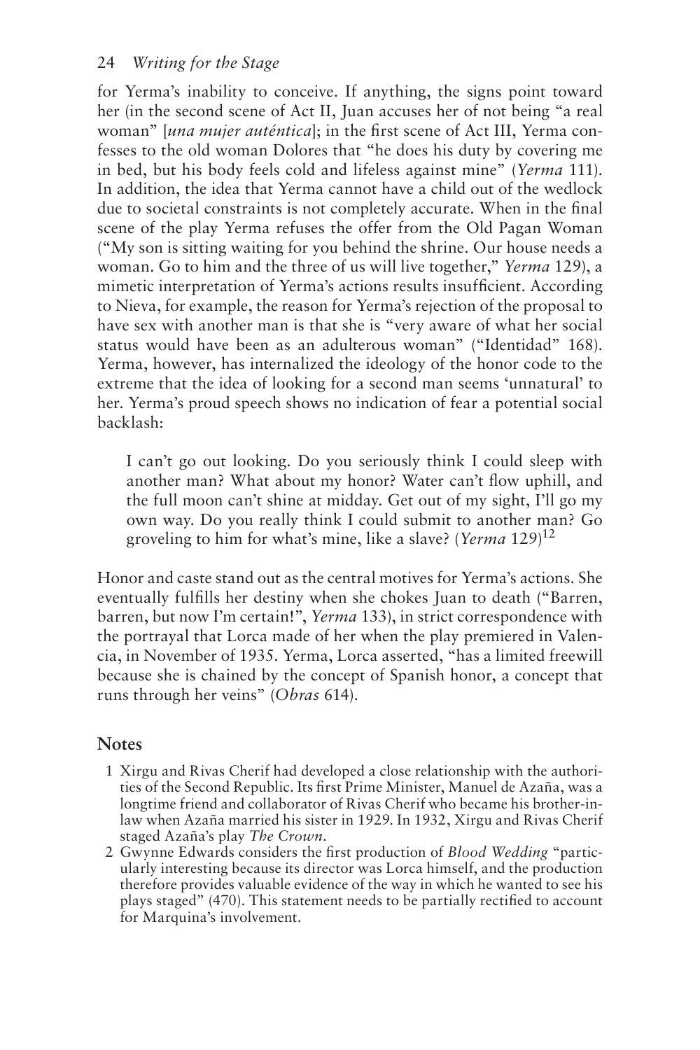for Yerma's inability to conceive. If anything, the signs point toward her (in the second scene of Act II, Juan accuses her of not being "a real woman" [*una mujer auténtica*]; in the first scene of Act III, Yerma confesses to the old woman Dolores that "he does his duty by covering me in bed, but his body feels cold and lifeless against mine" (*Yerma* 111). In addition, the idea that Yerma cannot have a child out of the wedlock due to societal constraints is not completely accurate. When in the final scene of the play Yerma refuses the offer from the Old Pagan Woman ("My son is sitting waiting for you behind the shrine. Our house needs a woman. Go to him and the three of us will live together," *Yerma* 129), a mimetic interpretation of Yerma's actions results insufficient. According to Nieva, for example, the reason for Yerma's rejection of the proposal to have sex with another man is that she is "very aware of what her social status would have been as an adulterous woman" ("Identidad" 168). Yerma, however, has internalized the ideology of the honor code to the extreme that the idea of looking for a second man seems 'unnatural' to her. Yerma's proud speech shows no indication of fear a potential social backlash:

> I can't go out looking. Do you seriously think I could sleep with another man? What about my honor? Water can't flow uphill, and the full moon can't shine at midday. Get out of my sight, I'll go my own way. Do you really think I could submit to another man? Go groveling to him for what's mine, like a slave? (*Yerma* 129)[12]

Honor and caste stand out as the central motives for Yerma's actions. She eventually fulfills her destiny when she chokes Juan to death ("Barren, barren, but now I'm certain!", *Yerma* 133), in strict correspondence with the portrayal that Lorca made of her when the play premiered in Valencia, in November of 1935. Yerma, Lorca asserted, "has a limited freewill because she is chained by the concept of Spanish honor, a concept that runs through her veins" (*Obras* 614).

## Notes

1 Xirgu and Rivas Cherif had developed a close relationship with the authorities of the Second Republic. Its first Prime Minister, Manuel de Azaña, was a longtime friend and collaborator of Rivas Cherif who became his brother-in-law when Azaña married his sister in 1929. In 1932, Xirgu and Rivas Cherif staged Azaña's play *The Crown*.

2 Gwynne Edwards considers the first production of *Blood Wedding* "particularly interesting because its director was Lorca himself, and the production therefore provides valuable evidence of the way in which he wanted to see his plays staged" (470). This statement needs to be partially rectified to account for Marquina's involvement.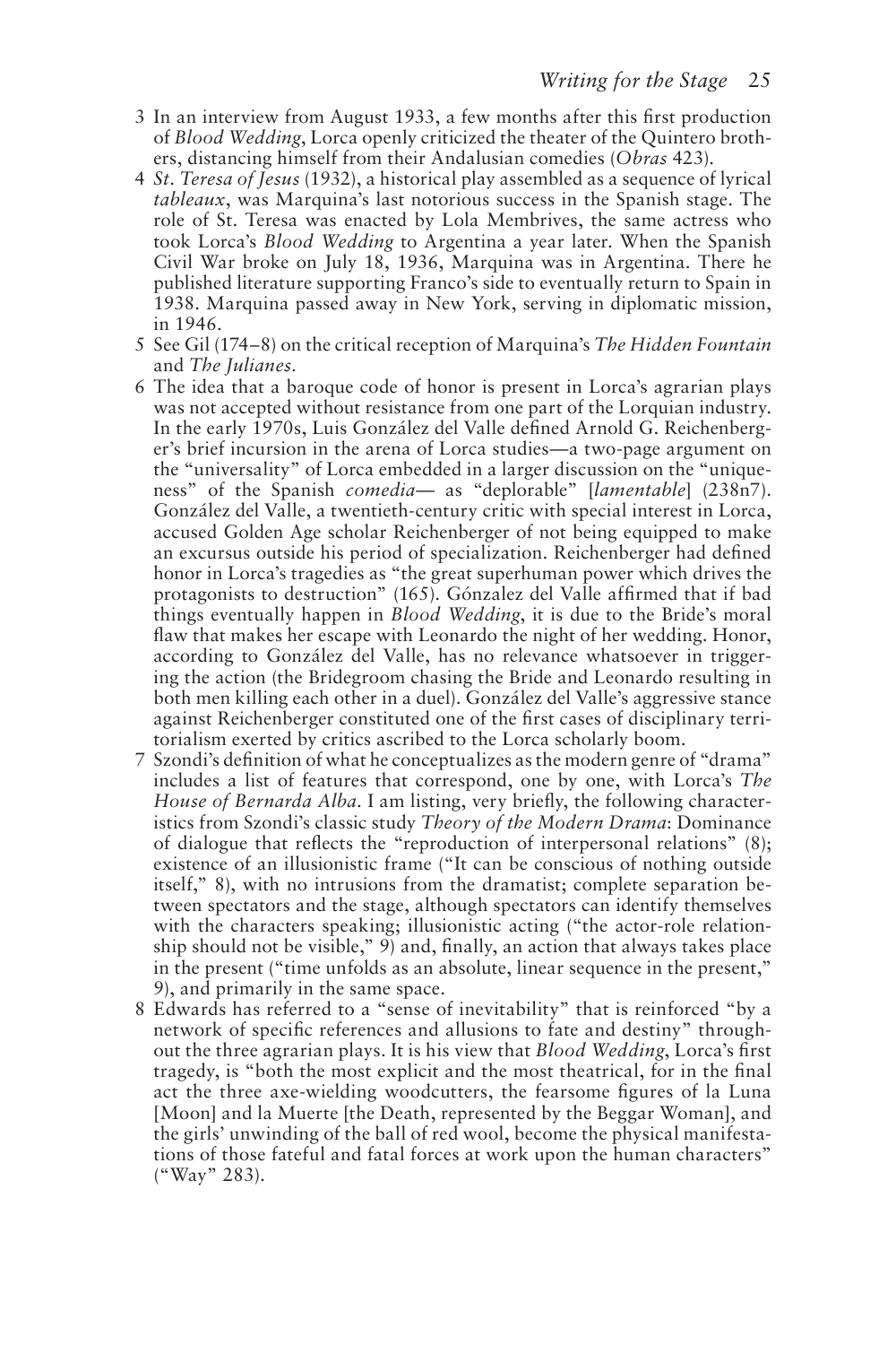3 In an interview from August 1933, a few months after this first production of *Blood Wedding*, Lorca openly criticized the theater of the Quintero brothers, distancing himself from their Andalusian comedies (*Obras* 423).

4 *St. Teresa of Jesus* (1932), a historical play assembled as a sequence of lyrical *tableaux*, was Marquina's last notorious success in the Spanish stage. The role of St. Teresa was enacted by Lola Membrives, the same actress who took Lorca's *Blood Wedding* to Argentina a year later. When the Spanish Civil War broke on July 18, 1936, Marquina was in Argentina. There he published literature supporting Franco's side to eventually return to Spain in 1938. Marquina passed away in New York, serving in diplomatic mission, in 1946.

5 See Gil (174–8) on the critical reception of Marquina's *The Hidden Fountain* and *The Julianes*.

6 The idea that a baroque code of honor is present in Lorca's agrarian plays was not accepted without resistance from one part of the Lorquian industry. In the early 1970s, Luis González del Valle defined Arnold G. Reichenberger's brief incursion in the arena of Lorca studies—a two-page argument on the "universality" of Lorca embedded in a larger discussion on the "uniqueness" of the Spanish *comedia*— as "deplorable" [*lamentable*] (238n7). González del Valle, a twentieth-century critic with special interest in Lorca, accused Golden Age scholar Reichenberger of not being equipped to make an excursus outside his period of specialization. Reichenberger had defined honor in Lorca's tragedies as "the great superhuman power which drives the protagonists to destruction" (165). Gónzalez del Valle affirmed that if bad things eventually happen in *Blood Wedding*, it is due to the Bride's moral flaw that makes her escape with Leonardo the night of her wedding. Honor, according to González del Valle, has no relevance whatsoever in triggering the action (the Bridegroom chasing the Bride and Leonardo resulting in both men killing each other in a duel). González del Valle's aggressive stance against Reichenberger constituted one of the first cases of disciplinary territorialism exerted by critics ascribed to the Lorca scholarly boom.

7 Szondi's definition of what he conceptualizes as the modern genre of "drama" includes a list of features that correspond, one by one, with Lorca's *The House of Bernarda Alba*. I am listing, very briefly, the following characteristics from Szondi's classic study *Theory of the Modern Drama*: Dominance of dialogue that reflects the "reproduction of interpersonal relations" (8); existence of an illusionistic frame ("It can be conscious of nothing outside itself," 8), with no intrusions from the dramatist; complete separation between spectators and the stage, although spectators can identify themselves with the characters speaking; illusionistic acting ("the actor-role relationship should not be visible," 9) and, finally, an action that always takes place in the present ("time unfolds as an absolute, linear sequence in the present," 9), and primarily in the same space.

8 Edwards has referred to a "sense of inevitability" that is reinforced "by a network of specific references and allusions to fate and destiny" throughout the three agrarian plays. It is his view that *Blood Wedding*, Lorca's first tragedy, is "both the most explicit and the most theatrical, for in the final act the three axe-wielding woodcutters, the fearsome figures of la Luna [Moon] and la Muerte [the Death, represented by the Beggar Woman], and the girls' unwinding of the ball of red wool, become the physical manifestations of those fateful and fatal forces at work upon the human characters" ("Way" 283).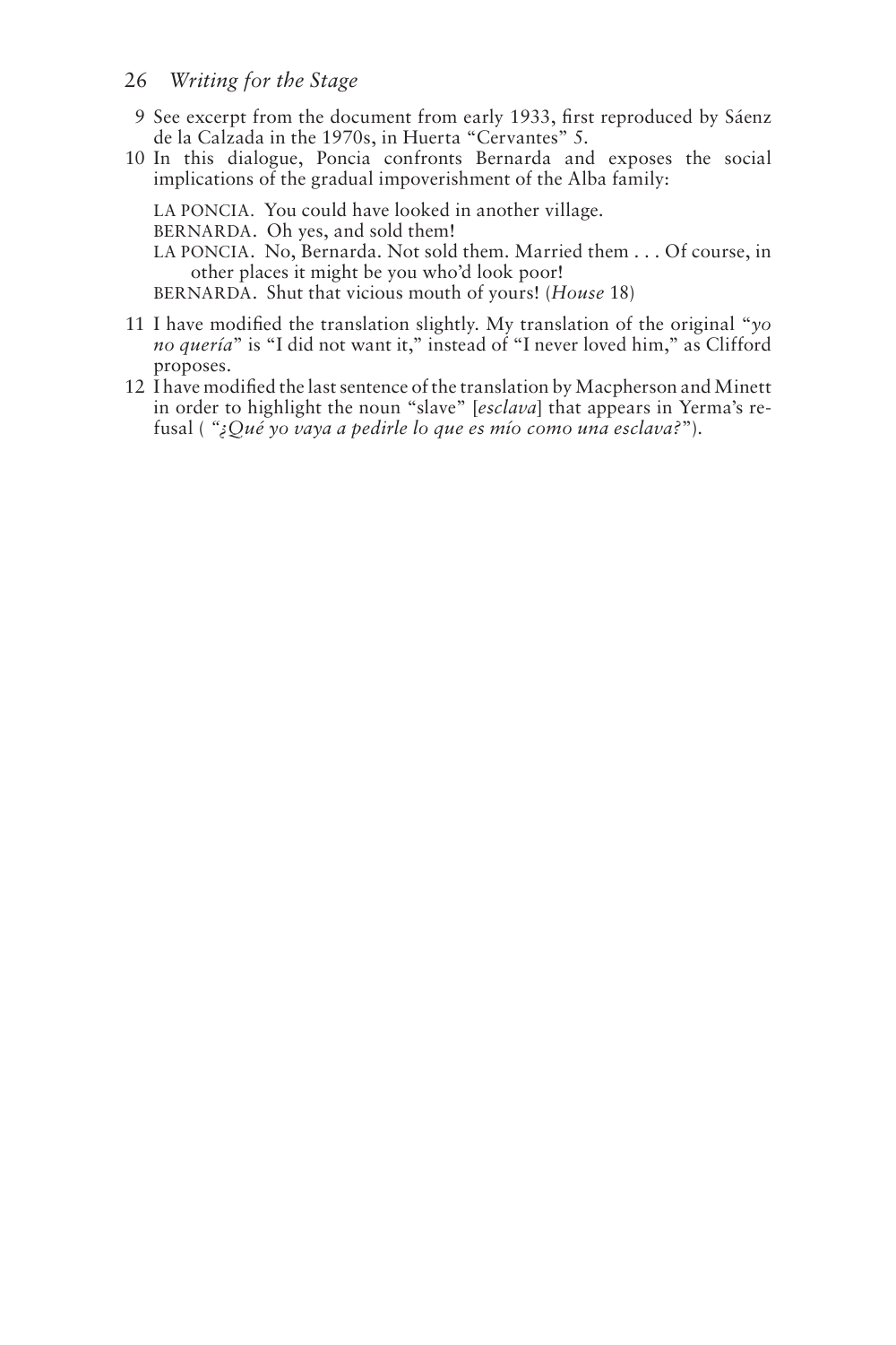9 See excerpt from the document from early 1933, first reproduced by Sáenz de la Calzada in the 1970s, in Huerta "Cervantes" 5.

10 In this dialogue, Poncia confronts Bernarda and exposes the social implications of the gradual impoverishment of the Alba family:

> LA PONCIA. You could have looked in another village.
> BERNARDA. Oh yes, and sold them!
> LA PONCIA. No, Bernarda. Not sold them. Married them . . . Of course, in other places it might be you who'd look poor!
> BERNARDA. Shut that vicious mouth of yours! (*House* 18)

11 I have modified the translation slightly. My translation of the original "*yo no quería*" is "I did not want it," instead of "I never loved him," as Clifford proposes.

12 I have modified the last sentence of the translation by Macpherson and Minett in order to highlight the noun "slave" [*esclava*] that appears in Yerma's refusal ( *"¿Qué yo vaya a pedirle lo que es mío como una esclava?"*).